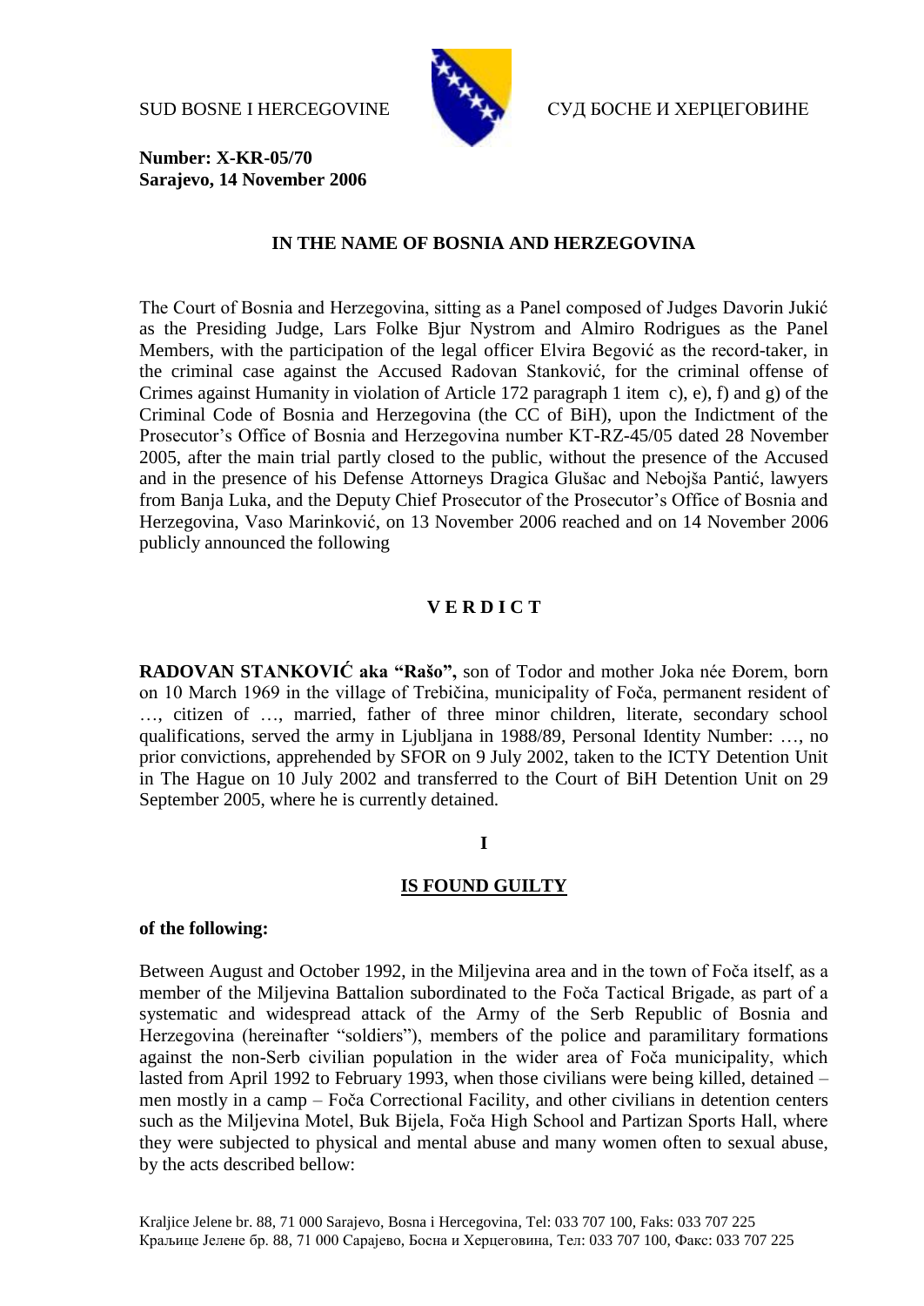SUD BOSNE I HERCEGOVINE СУД БОСНЕ И ХЕРЦЕГОВИНЕ

**Number: X-KR-05/70**
**Sarajevo, 14 November 2006**

**IN THE NAME OF BOSNIA AND HERZEGOVINA**

The Court of Bosnia and Herzegovina, sitting as a Panel composed of Judges Davorin Jukić as the Presiding Judge, Lars Folke Bjur Nystrom and Almiro Rodrigues as the Panel Members, with the participation of the legal officer Elvira Begović as the record-taker, in the criminal case against the Accused Radovan Stanković, for the criminal offense of Crimes against Humanity in violation of Article 172 paragraph 1 item c), e), f) and g) of the Criminal Code of Bosnia and Herzegovina (the CC of BiH), upon the Indictment of the Prosecutor's Office of Bosnia and Herzegovina number KT-RZ-45/05 dated 28 November 2005, after the main trial partly closed to the public, without the presence of the Accused and in the presence of his Defense Attorneys Dragica Glušac and Nebojša Pantić, lawyers from Banja Luka, and the Deputy Chief Prosecutor of the Prosecutor's Office of Bosnia and Herzegovina, Vaso Marinković, on 13 November 2006 reached and on 14 November 2006 publicly announced the following

## V E R D I C T

**RADOVAN STANKOVIĆ aka "Rašo",** son of Todor and mother Joka née Đorem, born on 10 March 1969 in the village of Trebičina, municipality of Foča, permanent resident of …, citizen of …, married, father of three minor children, literate, secondary school qualifications, served the army in Ljubljana in 1988/89, Personal Identity Number: …, no prior convictions, apprehended by SFOR on 9 July 2002, taken to the ICTY Detention Unit in The Hague on 10 July 2002 and transferred to the Court of BiH Detention Unit on 29 September 2005, where he is currently detained.

**I**

**IS FOUND GUILTY**

**of the following:**

Between August and October 1992, in the Miljevina area and in the town of Foča itself, as a member of the Miljevina Battalion subordinated to the Foča Tactical Brigade, as part of a systematic and widespread attack of the Army of the Serb Republic of Bosnia and Herzegovina (hereinafter "soldiers"), members of the police and paramilitary formations against the non-Serb civilian population in the wider area of Foča municipality, which lasted from April 1992 to February 1993, when those civilians were being killed, detained – men mostly in a camp – Foča Correctional Facility, and other civilians in detention centers such as the Miljevina Motel, Buk Bijela, Foča High School and Partizan Sports Hall, where they were subjected to physical and mental abuse and many women often to sexual abuse, by the acts described bellow:

Kraljice Jelene br. 88, 71 000 Sarajevo, Bosna i Hercegovina, Tel: 033 707 100, Faks: 033 707 225
Краљице Јелене бр. 88, 71 000 Сарајево, Босна и Херцеговина, Тел: 033 707 100, Факс: 033 707 225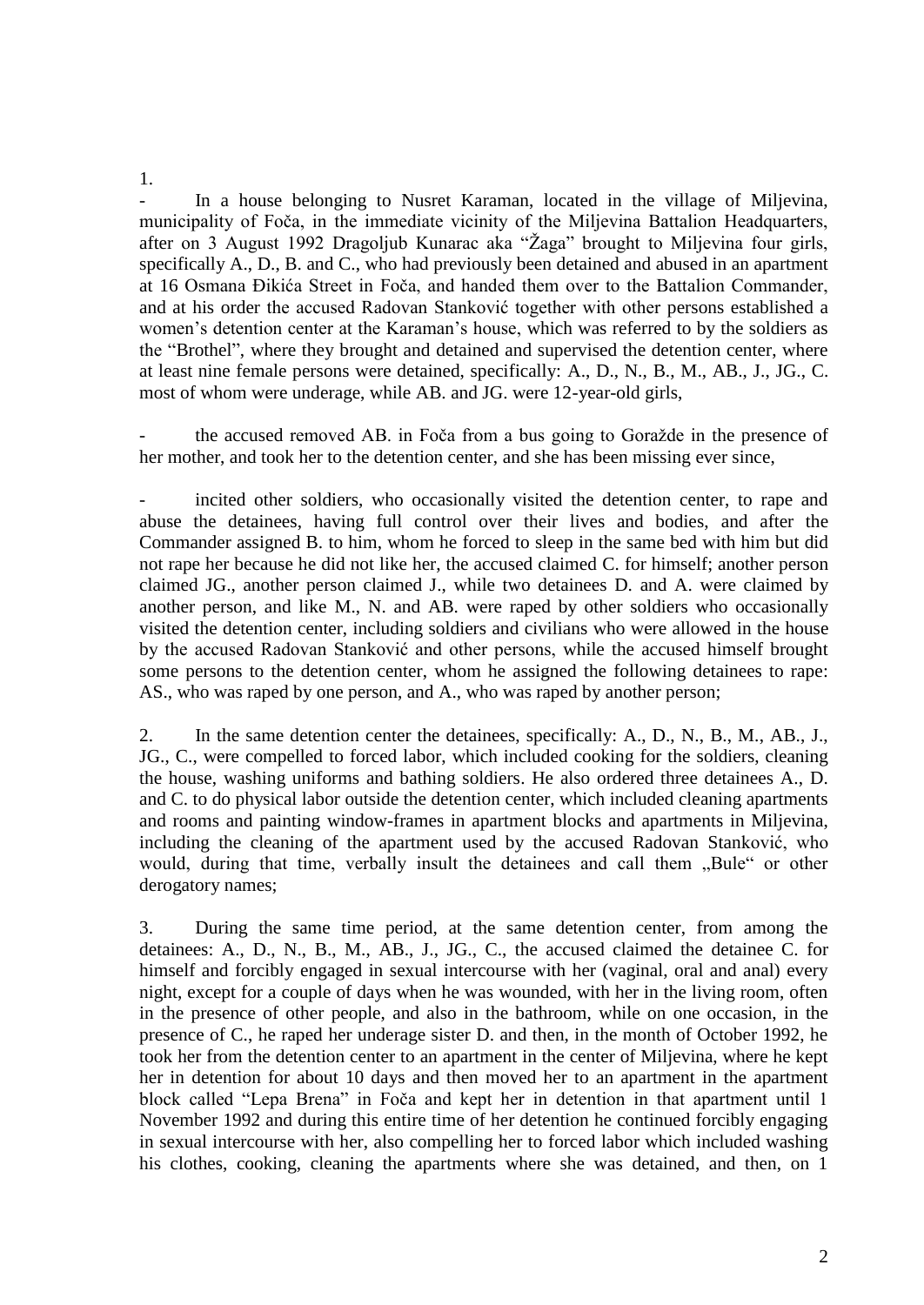1.

- In a house belonging to Nusret Karaman, located in the village of Miljevina, municipality of Foča, in the immediate vicinity of the Miljevina Battalion Headquarters, after on 3 August 1992 Dragoljub Kunarac aka "Žaga" brought to Miljevina four girls, specifically A., D., B. and C., who had previously been detained and abused in an apartment at 16 Osmana Đikića Street in Foča, and handed them over to the Battalion Commander, and at his order the accused Radovan Stanković together with other persons established a women's detention center at the Karaman's house, which was referred to by the soldiers as the "Brothel", where they brought and detained and supervised the detention center, where at least nine female persons were detained, specifically: A., D., N., B., M., AB., J., JG., C. most of whom were underage, while AB. and JG. were 12-year-old girls,

- the accused removed AB. in Foča from a bus going to Goražde in the presence of her mother, and took her to the detention center, and she has been missing ever since,

- incited other soldiers, who occasionally visited the detention center, to rape and abuse the detainees, having full control over their lives and bodies, and after the Commander assigned B. to him, whom he forced to sleep in the same bed with him but did not rape her because he did not like her, the accused claimed C. for himself; another person claimed JG., another person claimed J., while two detainees D. and A. were claimed by another person, and like M., N. and AB. were raped by other soldiers who occasionally visited the detention center, including soldiers and civilians who were allowed in the house by the accused Radovan Stanković and other persons, while the accused himself brought some persons to the detention center, whom he assigned the following detainees to rape: AS., who was raped by one person, and A., who was raped by another person;

2. In the same detention center the detainees, specifically: A., D., N., B., M., AB., J., JG., C., were compelled to forced labor, which included cooking for the soldiers, cleaning the house, washing uniforms and bathing soldiers. He also ordered three detainees A., D. and C. to do physical labor outside the detention center, which included cleaning apartments and rooms and painting window-frames in apartment blocks and apartments in Miljevina, including the cleaning of the apartment used by the accused Radovan Stanković, who would, during that time, verbally insult the detainees and call them „Bule" or other derogatory names;

3. During the same time period, at the same detention center, from among the detainees: A., D., N., B., M., AB., J., JG., C., the accused claimed the detainee C. for himself and forcibly engaged in sexual intercourse with her (vaginal, oral and anal) every night, except for a couple of days when he was wounded, with her in the living room, often in the presence of other people, and also in the bathroom, while on one occasion, in the presence of C., he raped her underage sister D. and then, in the month of October 1992, he took her from the detention center to an apartment in the center of Miljevina, where he kept her in detention for about 10 days and then moved her to an apartment in the apartment block called "Lepa Brena" in Foča and kept her in detention in that apartment until 1 November 1992 and during this entire time of her detention he continued forcibly engaging in sexual intercourse with her, also compelling her to forced labor which included washing his clothes, cooking, cleaning the apartments where she was detained, and then, on 1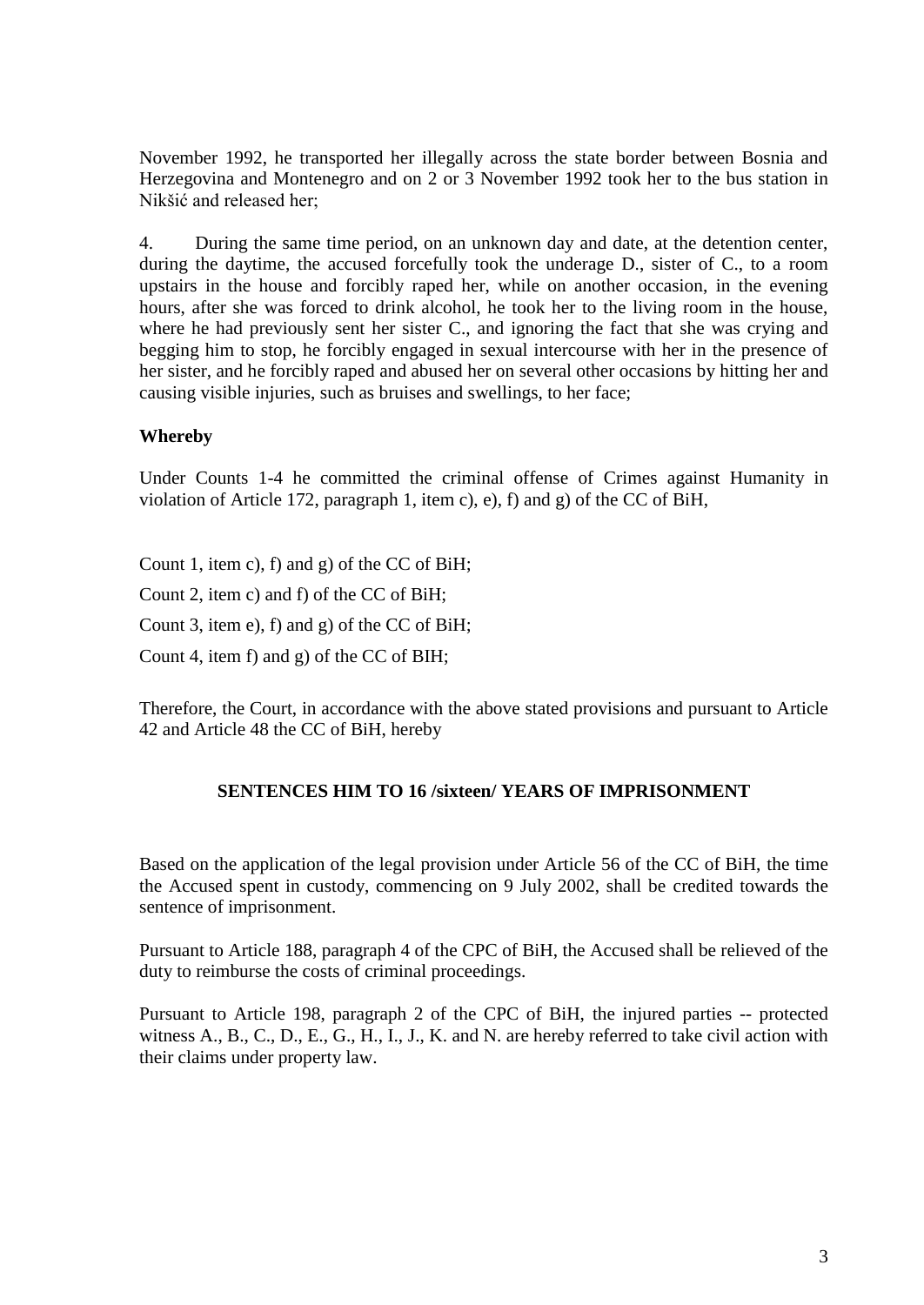November 1992, he transported her illegally across the state border between Bosnia and Herzegovina and Montenegro and on 2 or 3 November 1992 took her to the bus station in Nikšić and released her;

4. During the same time period, on an unknown day and date, at the detention center, during the daytime, the accused forcefully took the underage D., sister of C., to a room upstairs in the house and forcibly raped her, while on another occasion, in the evening hours, after she was forced to drink alcohol, he took her to the living room in the house, where he had previously sent her sister C., and ignoring the fact that she was crying and begging him to stop, he forcibly engaged in sexual intercourse with her in the presence of her sister, and he forcibly raped and abused her on several other occasions by hitting her and causing visible injuries, such as bruises and swellings, to her face;

**Whereby**

Under Counts 1-4 he committed the criminal offense of Crimes against Humanity in violation of Article 172, paragraph 1, item c), e), f) and g) of the CC of BiH,

Count 1, item c), f) and g) of the CC of BiH;

Count 2, item c) and f) of the CC of BiH;

Count 3, item e), f) and g) of the CC of BiH;

Count 4, item f) and g) of the CC of BIH;

Therefore, the Court, in accordance with the above stated provisions and pursuant to Article 42 and Article 48 the CC of BiH, hereby

**SENTENCES HIM TO 16 /sixteen/ YEARS OF IMPRISONMENT**

Based on the application of the legal provision under Article 56 of the CC of BiH, the time the Accused spent in custody, commencing on 9 July 2002, shall be credited towards the sentence of imprisonment.

Pursuant to Article 188, paragraph 4 of the CPC of BiH, the Accused shall be relieved of the duty to reimburse the costs of criminal proceedings.

Pursuant to Article 198, paragraph 2 of the CPC of BiH, the injured parties -- protected witness A., B., C., D., E., G., H., I., J., K. and N. are hereby referred to take civil action with their claims under property law.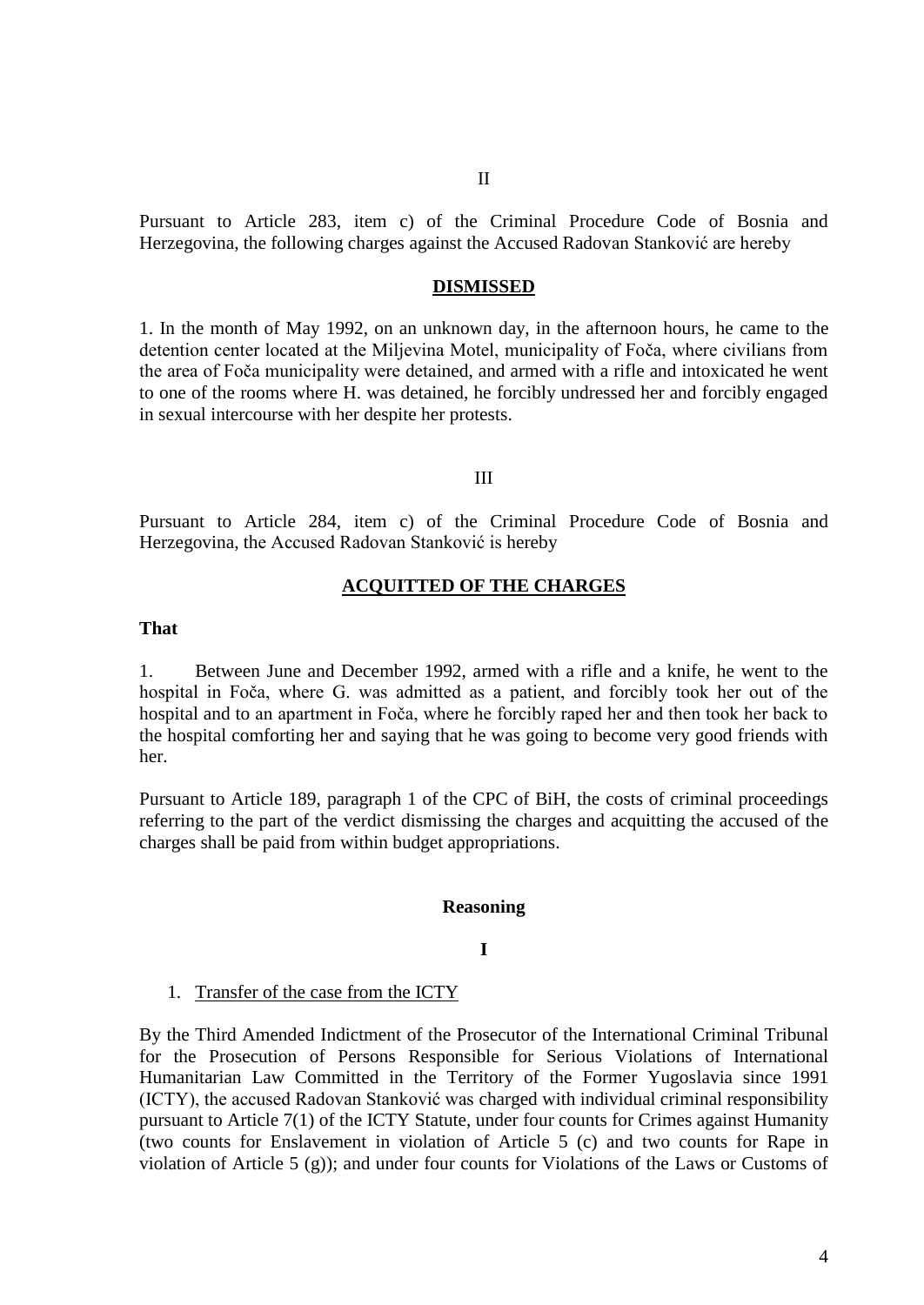II

Pursuant to Article 283, item c) of the Criminal Procedure Code of Bosnia and Herzegovina, the following charges against the Accused Radovan Stanković are hereby

**DISMISSED**

1. In the month of May 1992, on an unknown day, in the afternoon hours, he came to the detention center located at the Miljevina Motel, municipality of Foča, where civilians from the area of Foča municipality were detained, and armed with a rifle and intoxicated he went to one of the rooms where H. was detained, he forcibly undressed her and forcibly engaged in sexual intercourse with her despite her protests.

III

Pursuant to Article 284, item c) of the Criminal Procedure Code of Bosnia and Herzegovina, the Accused Radovan Stanković is hereby

**ACQUITTED OF THE CHARGES**

**That**

1. Between June and December 1992, armed with a rifle and a knife, he went to the hospital in Foča, where G. was admitted as a patient, and forcibly took her out of the hospital and to an apartment in Foča, where he forcibly raped her and then took her back to the hospital comforting her and saying that he was going to become very good friends with her.

Pursuant to Article 189, paragraph 1 of the CPC of BiH, the costs of criminal proceedings referring to the part of the verdict dismissing the charges and acquitting the accused of the charges shall be paid from within budget appropriations.

**Reasoning**

**I**

1. Transfer of the case from the ICTY

By the Third Amended Indictment of the Prosecutor of the International Criminal Tribunal for the Prosecution of Persons Responsible for Serious Violations of International Humanitarian Law Committed in the Territory of the Former Yugoslavia since 1991 (ICTY), the accused Radovan Stanković was charged with individual criminal responsibility pursuant to Article 7(1) of the ICTY Statute, under four counts for Crimes against Humanity (two counts for Enslavement in violation of Article 5 (c) and two counts for Rape in violation of Article 5 (g)); and under four counts for Violations of the Laws or Customs of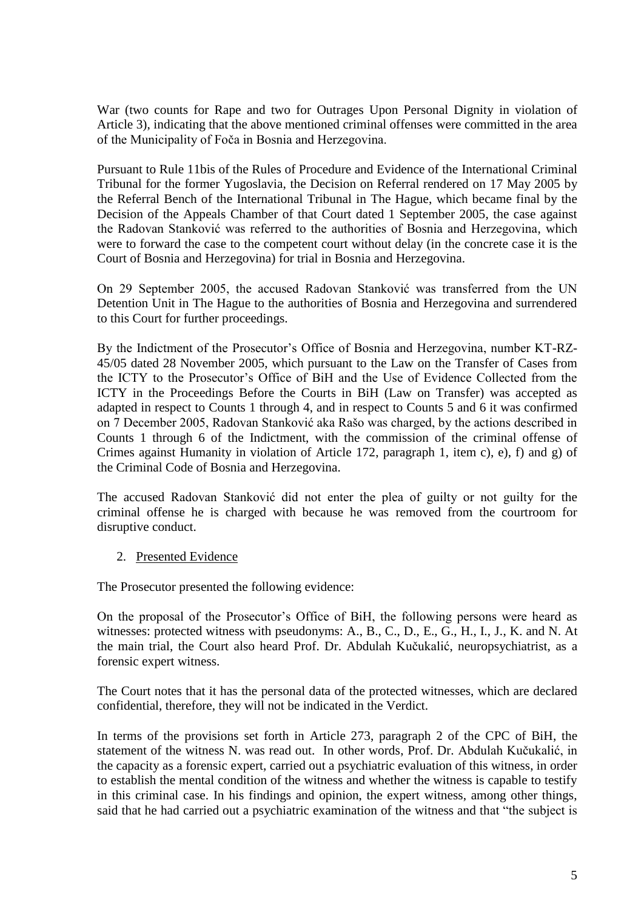War (two counts for Rape and two for Outrages Upon Personal Dignity in violation of Article 3), indicating that the above mentioned criminal offenses were committed in the area of the Municipality of Foča in Bosnia and Herzegovina.

Pursuant to Rule 11bis of the Rules of Procedure and Evidence of the International Criminal Tribunal for the former Yugoslavia, the Decision on Referral rendered on 17 May 2005 by the Referral Bench of the International Tribunal in The Hague, which became final by the Decision of the Appeals Chamber of that Court dated 1 September 2005, the case against the Radovan Stanković was referred to the authorities of Bosnia and Herzegovina, which were to forward the case to the competent court without delay (in the concrete case it is the Court of Bosnia and Herzegovina) for trial in Bosnia and Herzegovina.

On 29 September 2005, the accused Radovan Stanković was transferred from the UN Detention Unit in The Hague to the authorities of Bosnia and Herzegovina and surrendered to this Court for further proceedings.

By the Indictment of the Prosecutor's Office of Bosnia and Herzegovina, number KT-RZ-45/05 dated 28 November 2005, which pursuant to the Law on the Transfer of Cases from the ICTY to the Prosecutor's Office of BiH and the Use of Evidence Collected from the ICTY in the Proceedings Before the Courts in BiH (Law on Transfer) was accepted as adapted in respect to Counts 1 through 4, and in respect to Counts 5 and 6 it was confirmed on 7 December 2005, Radovan Stanković aka Rašo was charged, by the actions described in Counts 1 through 6 of the Indictment, with the commission of the criminal offense of Crimes against Humanity in violation of Article 172, paragraph 1, item c), e), f) and g) of the Criminal Code of Bosnia and Herzegovina.

The accused Radovan Stanković did not enter the plea of guilty or not guilty for the criminal offense he is charged with because he was removed from the courtroom for disruptive conduct.

2. Presented Evidence

The Prosecutor presented the following evidence:

On the proposal of the Prosecutor's Office of BiH, the following persons were heard as witnesses: protected witness with pseudonyms: A., B., C., D., E., G., H., I., J., K. and N. At the main trial, the Court also heard Prof. Dr. Abdulah Kučukalić, neuropsychiatrist, as a forensic expert witness.

The Court notes that it has the personal data of the protected witnesses, which are declared confidential, therefore, they will not be indicated in the Verdict.

In terms of the provisions set forth in Article 273, paragraph 2 of the CPC of BiH, the statement of the witness N. was read out. In other words, Prof. Dr. Abdulah Kučukalić, in the capacity as a forensic expert, carried out a psychiatric evaluation of this witness, in order to establish the mental condition of the witness and whether the witness is capable to testify in this criminal case. In his findings and opinion, the expert witness, among other things, said that he had carried out a psychiatric examination of the witness and that "the subject is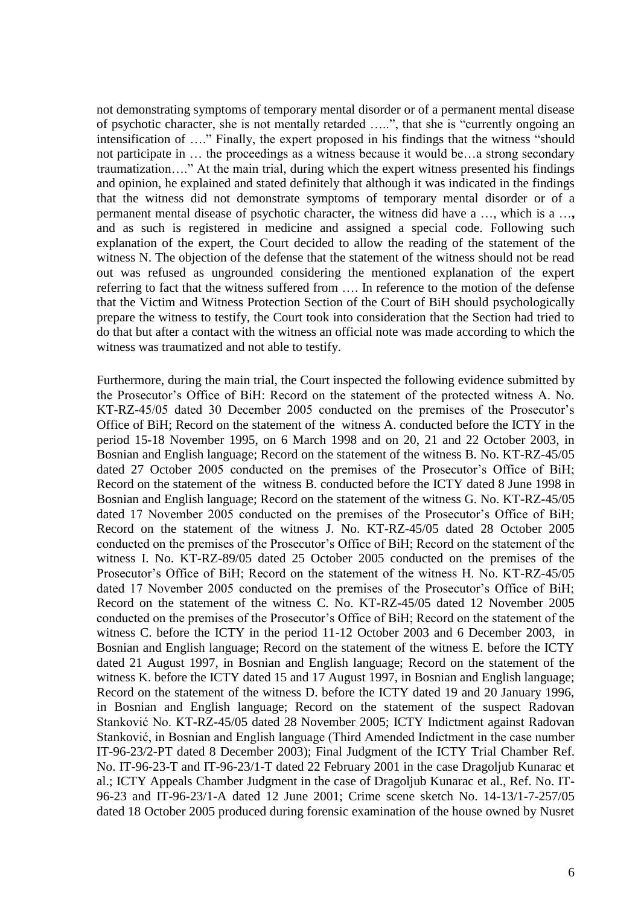not demonstrating symptoms of temporary mental disorder or of a permanent mental disease of psychotic character, she is not mentally retarded …..", that she is "currently ongoing an intensification of …." Finally, the expert proposed in his findings that the witness "should not participate in … the proceedings as a witness because it would be…a strong secondary traumatization…." At the main trial, during which the expert witness presented his findings and opinion, he explained and stated definitely that although it was indicated in the findings that the witness did not demonstrate symptoms of temporary mental disorder or of a permanent mental disease of psychotic character, the witness did have a …, which is a …**,** and as such is registered in medicine and assigned a special code. Following such explanation of the expert, the Court decided to allow the reading of the statement of the witness N. The objection of the defense that the statement of the witness should not be read out was refused as ungrounded considering the mentioned explanation of the expert referring to fact that the witness suffered from …. In reference to the motion of the defense that the Victim and Witness Protection Section of the Court of BiH should psychologically prepare the witness to testify, the Court took into consideration that the Section had tried to do that but after a contact with the witness an official note was made according to which the witness was traumatized and not able to testify.

Furthermore, during the main trial, the Court inspected the following evidence submitted by the Prosecutor's Office of BiH: Record on the statement of the protected witness A. No. KT-RZ-45/05 dated 30 December 2005 conducted on the premises of the Prosecutor's Office of BiH; Record on the statement of the witness A. conducted before the ICTY in the period 15-18 November 1995, on 6 March 1998 and on 20, 21 and 22 October 2003, in Bosnian and English language; Record on the statement of the witness B. No. KT-RZ-45/05 dated 27 October 2005 conducted on the premises of the Prosecutor's Office of BiH; Record on the statement of the witness B. conducted before the ICTY dated 8 June 1998 in Bosnian and English language; Record on the statement of the witness G. No. KT-RZ-45/05 dated 17 November 2005 conducted on the premises of the Prosecutor's Office of BiH; Record on the statement of the witness J. No. KT-RZ-45/05 dated 28 October 2005 conducted on the premises of the Prosecutor's Office of BiH; Record on the statement of the witness I. No. KT-RZ-89/05 dated 25 October 2005 conducted on the premises of the Prosecutor's Office of BiH; Record on the statement of the witness H. No. KT-RZ-45/05 dated 17 November 2005 conducted on the premises of the Prosecutor's Office of BiH; Record on the statement of the witness C. No. KT-RZ-45/05 dated 12 November 2005 conducted on the premises of the Prosecutor's Office of BiH; Record on the statement of the witness C. before the ICTY in the period 11-12 October 2003 and 6 December 2003, in Bosnian and English language; Record on the statement of the witness E. before the ICTY dated 21 August 1997, in Bosnian and English language; Record on the statement of the witness K. before the ICTY dated 15 and 17 August 1997, in Bosnian and English language; Record on the statement of the witness D. before the ICTY dated 19 and 20 January 1996, in Bosnian and English language; Record on the statement of the suspect Radovan Stanković No. KT-RZ-45/05 dated 28 November 2005; ICTY Indictment against Radovan Stanković, in Bosnian and English language (Third Amended Indictment in the case number IT-96-23/2-PT dated 8 December 2003); Final Judgment of the ICTY Trial Chamber Ref. No. IT-96-23-T and IT-96-23/1-T dated 22 February 2001 in the case Dragoljub Kunarac et al.; ICTY Appeals Chamber Judgment in the case of Dragoljub Kunarac et al., Ref. No. IT-96-23 and IT-96-23/1-A dated 12 June 2001; Crime scene sketch No. 14-13/1-7-257/05 dated 18 October 2005 produced during forensic examination of the house owned by Nusret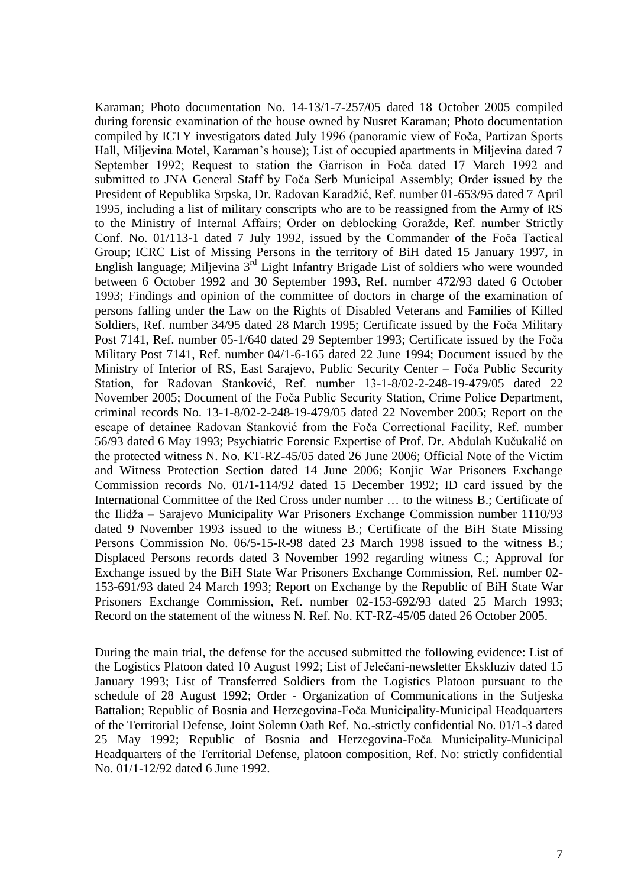Karaman; Photo documentation No. 14-13/1-7-257/05 dated 18 October 2005 compiled during forensic examination of the house owned by Nusret Karaman; Photo documentation compiled by ICTY investigators dated July 1996 (panoramic view of Foča, Partizan Sports Hall, Miljevina Motel, Karaman's house); List of occupied apartments in Miljevina dated 7 September 1992; Request to station the Garrison in Foča dated 17 March 1992 and submitted to JNA General Staff by Foča Serb Municipal Assembly; Order issued by the President of Republika Srpska, Dr. Radovan Karadžić, Ref. number 01-653/95 dated 7 April 1995, including a list of military conscripts who are to be reassigned from the Army of RS to the Ministry of Internal Affairs; Order on deblocking Goražde, Ref. number Strictly Conf. No. 01/113-1 dated 7 July 1992, issued by the Commander of the Foča Tactical Group; ICRC List of Missing Persons in the territory of BiH dated 15 January 1997, in English language; Miljevina 3rd Light Infantry Brigade List of soldiers who were wounded between 6 October 1992 and 30 September 1993, Ref. number 472/93 dated 6 October 1993; Findings and opinion of the committee of doctors in charge of the examination of persons falling under the Law on the Rights of Disabled Veterans and Families of Killed Soldiers, Ref. number 34/95 dated 28 March 1995; Certificate issued by the Foča Military Post 7141, Ref. number 05-1/640 dated 29 September 1993; Certificate issued by the Foča Military Post 7141, Ref. number 04/1-6-165 dated 22 June 1994; Document issued by the Ministry of Interior of RS, East Sarajevo, Public Security Center – Foča Public Security Station, for Radovan Stanković, Ref. number 13-1-8/02-2-248-19-479/05 dated 22 November 2005; Document of the Foča Public Security Station, Crime Police Department, criminal records No. 13-1-8/02-2-248-19-479/05 dated 22 November 2005; Report on the escape of detainee Radovan Stanković from the Foča Correctional Facility, Ref. number 56/93 dated 6 May 1993; Psychiatric Forensic Expertise of Prof. Dr. Abdulah Kučukalić on the protected witness N. No. KT-RZ-45/05 dated 26 June 2006; Official Note of the Victim and Witness Protection Section dated 14 June 2006; Konjic War Prisoners Exchange Commission records No. 01/1-114/92 dated 15 December 1992; ID card issued by the International Committee of the Red Cross under number … to the witness B.; Certificate of the Ilidža – Sarajevo Municipality War Prisoners Exchange Commission number 1110/93 dated 9 November 1993 issued to the witness B.; Certificate of the BiH State Missing Persons Commission No. 06/5-15-R-98 dated 23 March 1998 issued to the witness B.; Displaced Persons records dated 3 November 1992 regarding witness C.; Approval for Exchange issued by the BiH State War Prisoners Exchange Commission, Ref. number 02-153-691/93 dated 24 March 1993; Report on Exchange by the Republic of BiH State War Prisoners Exchange Commission, Ref. number 02-153-692/93 dated 25 March 1993; Record on the statement of the witness N. Ref. No. KT-RZ-45/05 dated 26 October 2005.

During the main trial, the defense for the accused submitted the following evidence: List of the Logistics Platoon dated 10 August 1992; List of Jelečani-newsletter Ekskluziv dated 15 January 1993; List of Transferred Soldiers from the Logistics Platoon pursuant to the schedule of 28 August 1992; Order - Organization of Communications in the Sutjeska Battalion; Republic of Bosnia and Herzegovina-Foča Municipality-Municipal Headquarters of the Territorial Defense, Joint Solemn Oath Ref. No.-strictly confidential No. 01/1-3 dated 25 May 1992; Republic of Bosnia and Herzegovina-Foča Municipality-Municipal Headquarters of the Territorial Defense, platoon composition, Ref. No: strictly confidential No. 01/1-12/92 dated 6 June 1992.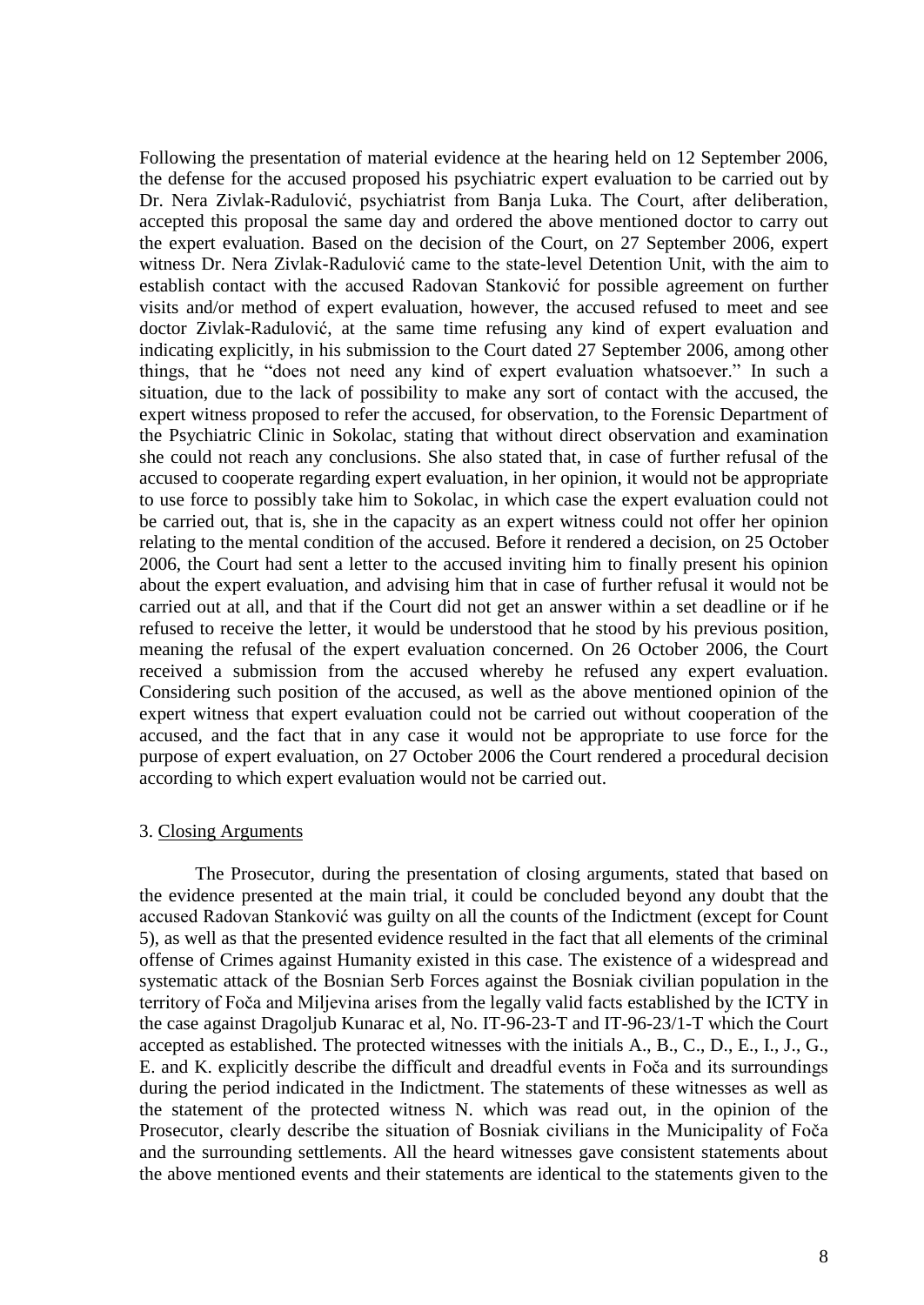Following the presentation of material evidence at the hearing held on 12 September 2006, the defense for the accused proposed his psychiatric expert evaluation to be carried out by Dr. Nera Zivlak-Radulović, psychiatrist from Banja Luka. The Court, after deliberation, accepted this proposal the same day and ordered the above mentioned doctor to carry out the expert evaluation. Based on the decision of the Court, on 27 September 2006, expert witness Dr. Nera Zivlak-Radulović came to the state-level Detention Unit, with the aim to establish contact with the accused Radovan Stanković for possible agreement on further visits and/or method of expert evaluation, however, the accused refused to meet and see doctor Zivlak-Radulović, at the same time refusing any kind of expert evaluation and indicating explicitly, in his submission to the Court dated 27 September 2006, among other things, that he "does not need any kind of expert evaluation whatsoever." In such a situation, due to the lack of possibility to make any sort of contact with the accused, the expert witness proposed to refer the accused, for observation, to the Forensic Department of the Psychiatric Clinic in Sokolac, stating that without direct observation and examination she could not reach any conclusions. She also stated that, in case of further refusal of the accused to cooperate regarding expert evaluation, in her opinion, it would not be appropriate to use force to possibly take him to Sokolac, in which case the expert evaluation could not be carried out, that is, she in the capacity as an expert witness could not offer her opinion relating to the mental condition of the accused. Before it rendered a decision, on 25 October 2006, the Court had sent a letter to the accused inviting him to finally present his opinion about the expert evaluation, and advising him that in case of further refusal it would not be carried out at all, and that if the Court did not get an answer within a set deadline or if he refused to receive the letter, it would be understood that he stood by his previous position, meaning the refusal of the expert evaluation concerned. On 26 October 2006, the Court received a submission from the accused whereby he refused any expert evaluation. Considering such position of the accused, as well as the above mentioned opinion of the expert witness that expert evaluation could not be carried out without cooperation of the accused, and the fact that in any case it would not be appropriate to use force for the purpose of expert evaluation, on 27 October 2006 the Court rendered a procedural decision according to which expert evaluation would not be carried out.

### 3. Closing Arguments

The Prosecutor, during the presentation of closing arguments, stated that based on the evidence presented at the main trial, it could be concluded beyond any doubt that the accused Radovan Stanković was guilty on all the counts of the Indictment (except for Count 5), as well as that the presented evidence resulted in the fact that all elements of the criminal offense of Crimes against Humanity existed in this case. The existence of a widespread and systematic attack of the Bosnian Serb Forces against the Bosniak civilian population in the territory of Foča and Miljevina arises from the legally valid facts established by the ICTY in the case against Dragoljub Kunarac et al, No. IT-96-23-T and IT-96-23/1-T which the Court accepted as established. The protected witnesses with the initials A., B., C., D., E., I., J., G., E. and K. explicitly describe the difficult and dreadful events in Foča and its surroundings during the period indicated in the Indictment. The statements of these witnesses as well as the statement of the protected witness N. which was read out, in the opinion of the Prosecutor, clearly describe the situation of Bosniak civilians in the Municipality of Foča and the surrounding settlements. All the heard witnesses gave consistent statements about the above mentioned events and their statements are identical to the statements given to the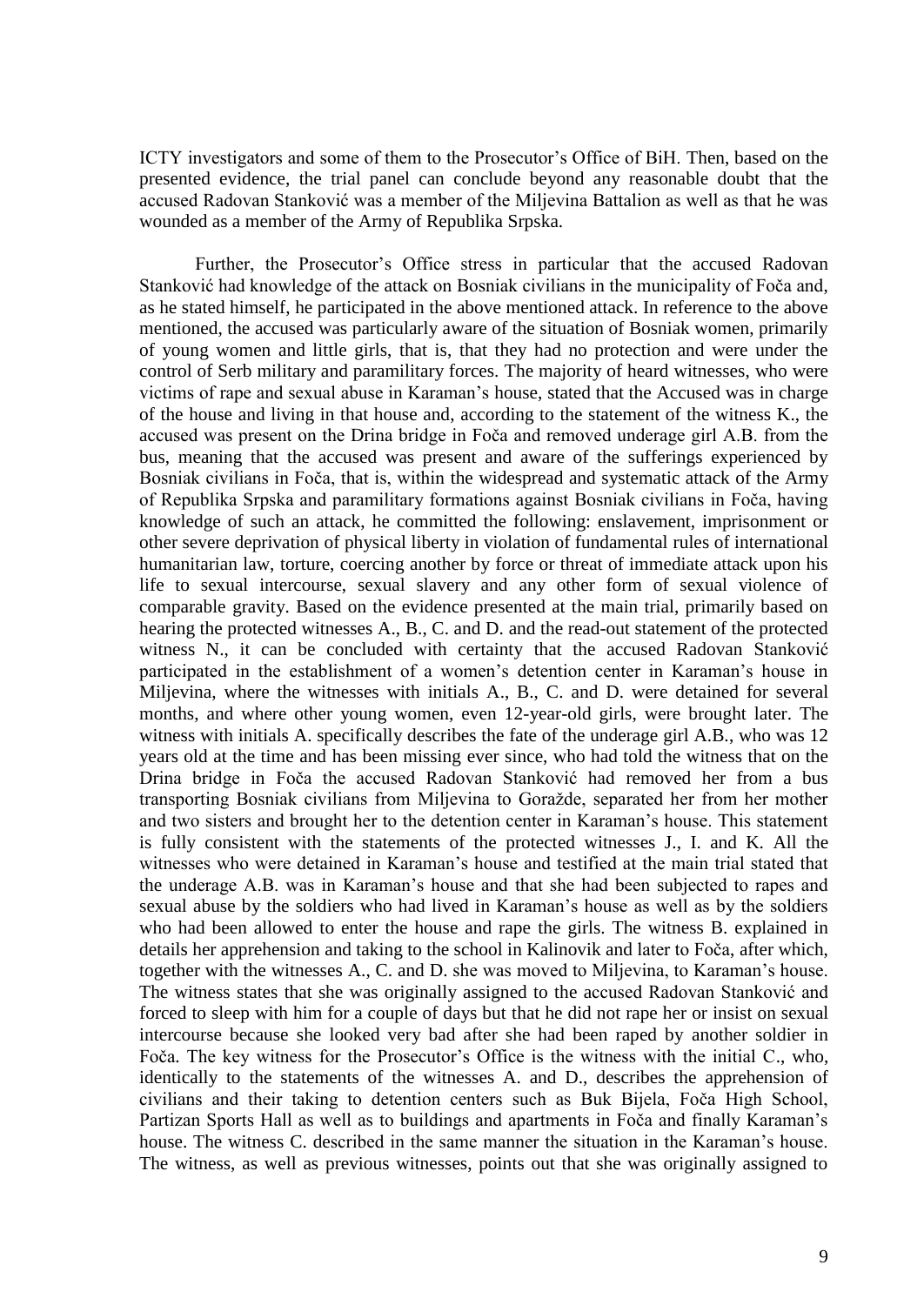ICTY investigators and some of them to the Prosecutor's Office of BiH. Then, based on the presented evidence, the trial panel can conclude beyond any reasonable doubt that the accused Radovan Stanković was a member of the Miljevina Battalion as well as that he was wounded as a member of the Army of Republika Srpska.

Further, the Prosecutor's Office stress in particular that the accused Radovan Stanković had knowledge of the attack on Bosniak civilians in the municipality of Foča and, as he stated himself, he participated in the above mentioned attack. In reference to the above mentioned, the accused was particularly aware of the situation of Bosniak women, primarily of young women and little girls, that is, that they had no protection and were under the control of Serb military and paramilitary forces. The majority of heard witnesses, who were victims of rape and sexual abuse in Karaman's house, stated that the Accused was in charge of the house and living in that house and, according to the statement of the witness K., the accused was present on the Drina bridge in Foča and removed underage girl A.B. from the bus, meaning that the accused was present and aware of the sufferings experienced by Bosniak civilians in Foča, that is, within the widespread and systematic attack of the Army of Republika Srpska and paramilitary formations against Bosniak civilians in Foča, having knowledge of such an attack, he committed the following: enslavement, imprisonment or other severe deprivation of physical liberty in violation of fundamental rules of international humanitarian law, torture, coercing another by force or threat of immediate attack upon his life to sexual intercourse, sexual slavery and any other form of sexual violence of comparable gravity. Based on the evidence presented at the main trial, primarily based on hearing the protected witnesses A., B., C. and D. and the read-out statement of the protected witness N., it can be concluded with certainty that the accused Radovan Stanković participated in the establishment of a women's detention center in Karaman's house in Miljevina, where the witnesses with initials A., B., C. and D. were detained for several months, and where other young women, even 12-year-old girls, were brought later. The witness with initials A. specifically describes the fate of the underage girl A.B., who was 12 years old at the time and has been missing ever since, who had told the witness that on the Drina bridge in Foča the accused Radovan Stanković had removed her from a bus transporting Bosniak civilians from Miljevina to Goražde, separated her from her mother and two sisters and brought her to the detention center in Karaman's house. This statement is fully consistent with the statements of the protected witnesses J., I. and K. All the witnesses who were detained in Karaman's house and testified at the main trial stated that the underage A.B. was in Karaman's house and that she had been subjected to rapes and sexual abuse by the soldiers who had lived in Karaman's house as well as by the soldiers who had been allowed to enter the house and rape the girls. The witness B. explained in details her apprehension and taking to the school in Kalinovik and later to Foča, after which, together with the witnesses A., C. and D. she was moved to Miljevina, to Karaman's house. The witness states that she was originally assigned to the accused Radovan Stanković and forced to sleep with him for a couple of days but that he did not rape her or insist on sexual intercourse because she looked very bad after she had been raped by another soldier in Foča. The key witness for the Prosecutor's Office is the witness with the initial C., who, identically to the statements of the witnesses A. and D., describes the apprehension of civilians and their taking to detention centers such as Buk Bijela, Foča High School, Partizan Sports Hall as well as to buildings and apartments in Foča and finally Karaman's house. The witness C. described in the same manner the situation in the Karaman's house. The witness, as well as previous witnesses, points out that she was originally assigned to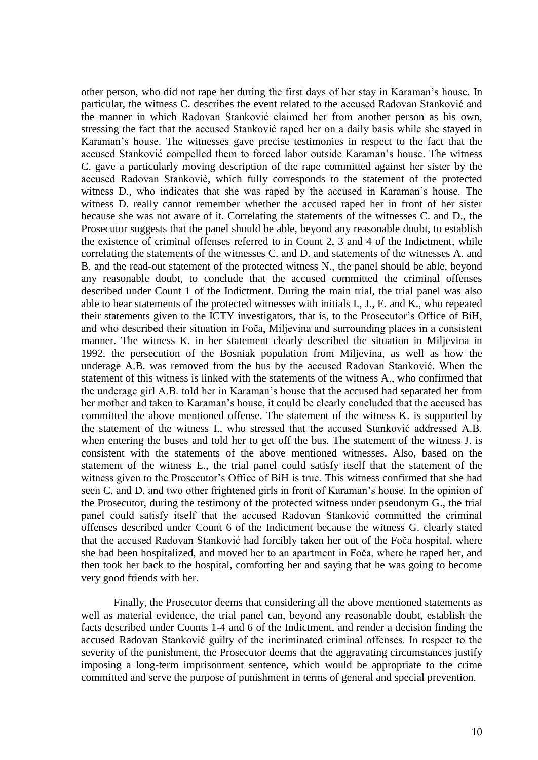other person, who did not rape her during the first days of her stay in Karaman's house. In particular, the witness C. describes the event related to the accused Radovan Stanković and the manner in which Radovan Stanković claimed her from another person as his own, stressing the fact that the accused Stanković raped her on a daily basis while she stayed in Karaman's house. The witnesses gave precise testimonies in respect to the fact that the accused Stanković compelled them to forced labor outside Karaman's house. The witness C. gave a particularly moving description of the rape committed against her sister by the accused Radovan Stanković, which fully corresponds to the statement of the protected witness D., who indicates that she was raped by the accused in Karaman's house. The witness D. really cannot remember whether the accused raped her in front of her sister because she was not aware of it. Correlating the statements of the witnesses C. and D., the Prosecutor suggests that the panel should be able, beyond any reasonable doubt, to establish the existence of criminal offenses referred to in Count 2, 3 and 4 of the Indictment, while correlating the statements of the witnesses C. and D. and statements of the witnesses A. and B. and the read-out statement of the protected witness N., the panel should be able, beyond any reasonable doubt, to conclude that the accused committed the criminal offenses described under Count 1 of the Indictment. During the main trial, the trial panel was also able to hear statements of the protected witnesses with initials I., J., E. and K., who repeated their statements given to the ICTY investigators, that is, to the Prosecutor's Office of BiH, and who described their situation in Foča, Miljevina and surrounding places in a consistent manner. The witness K. in her statement clearly described the situation in Miljevina in 1992, the persecution of the Bosniak population from Miljevina, as well as how the underage A.B. was removed from the bus by the accused Radovan Stanković. When the statement of this witness is linked with the statements of the witness A., who confirmed that the underage girl A.B. told her in Karaman's house that the accused had separated her from her mother and taken to Karaman's house, it could be clearly concluded that the accused has committed the above mentioned offense. The statement of the witness K. is supported by the statement of the witness I., who stressed that the accused Stanković addressed A.B. when entering the buses and told her to get off the bus. The statement of the witness J. is consistent with the statements of the above mentioned witnesses. Also, based on the statement of the witness E., the trial panel could satisfy itself that the statement of the witness given to the Prosecutor's Office of BiH is true. This witness confirmed that she had seen C. and D. and two other frightened girls in front of Karaman's house. In the opinion of the Prosecutor, during the testimony of the protected witness under pseudonym G., the trial panel could satisfy itself that the accused Radovan Stanković committed the criminal offenses described under Count 6 of the Indictment because the witness G. clearly stated that the accused Radovan Stanković had forcibly taken her out of the Foča hospital, where she had been hospitalized, and moved her to an apartment in Foča, where he raped her, and then took her back to the hospital, comforting her and saying that he was going to become very good friends with her.

Finally, the Prosecutor deems that considering all the above mentioned statements as well as material evidence, the trial panel can, beyond any reasonable doubt, establish the facts described under Counts 1-4 and 6 of the Indictment, and render a decision finding the accused Radovan Stanković guilty of the incriminated criminal offenses. In respect to the severity of the punishment, the Prosecutor deems that the aggravating circumstances justify imposing a long-term imprisonment sentence, which would be appropriate to the crime committed and serve the purpose of punishment in terms of general and special prevention.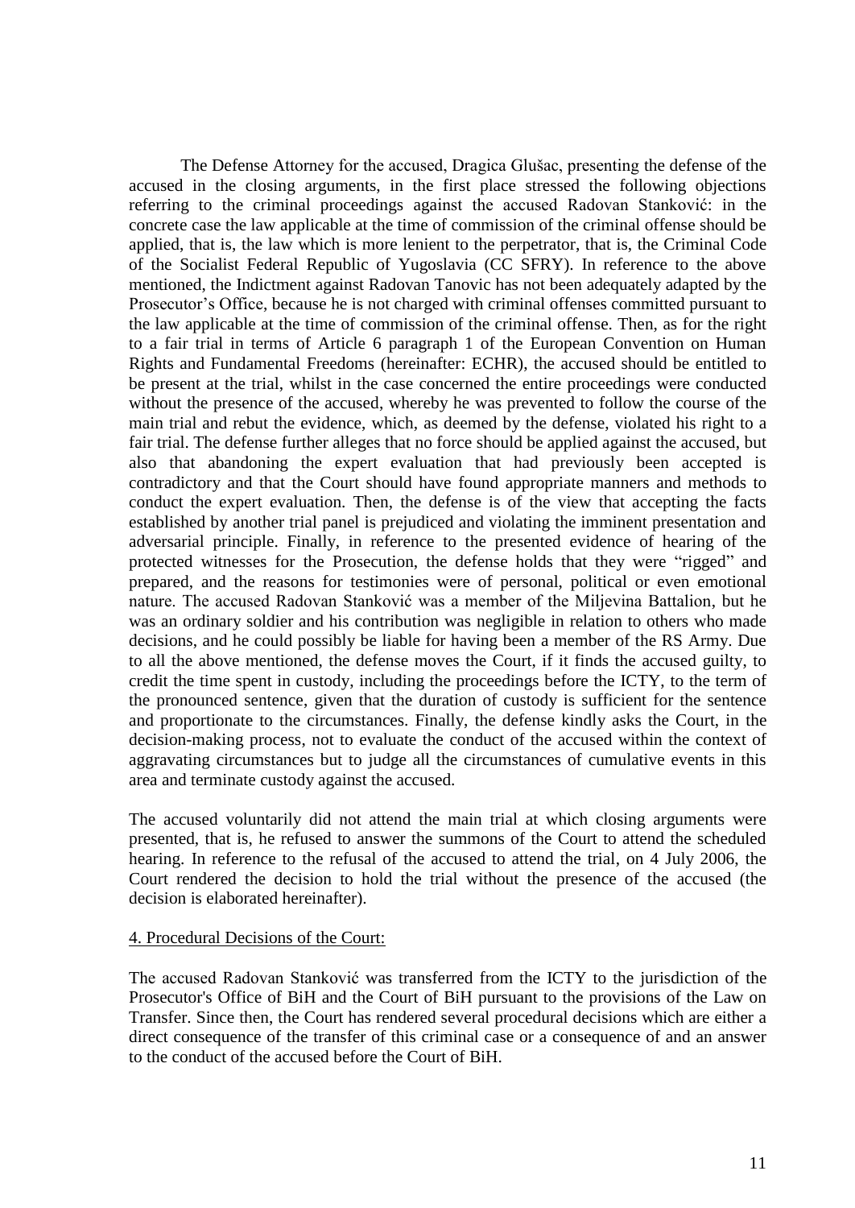The Defense Attorney for the accused, Dragica Glušac, presenting the defense of the accused in the closing arguments, in the first place stressed the following objections referring to the criminal proceedings against the accused Radovan Stanković: in the concrete case the law applicable at the time of commission of the criminal offense should be applied, that is, the law which is more lenient to the perpetrator, that is, the Criminal Code of the Socialist Federal Republic of Yugoslavia (CC SFRY). In reference to the above mentioned, the Indictment against Radovan Tanovic has not been adequately adapted by the Prosecutor's Office, because he is not charged with criminal offenses committed pursuant to the law applicable at the time of commission of the criminal offense. Then, as for the right to a fair trial in terms of Article 6 paragraph 1 of the European Convention on Human Rights and Fundamental Freedoms (hereinafter: ECHR), the accused should be entitled to be present at the trial, whilst in the case concerned the entire proceedings were conducted without the presence of the accused, whereby he was prevented to follow the course of the main trial and rebut the evidence, which, as deemed by the defense, violated his right to a fair trial. The defense further alleges that no force should be applied against the accused, but also that abandoning the expert evaluation that had previously been accepted is contradictory and that the Court should have found appropriate manners and methods to conduct the expert evaluation. Then, the defense is of the view that accepting the facts established by another trial panel is prejudiced and violating the imminent presentation and adversarial principle. Finally, in reference to the presented evidence of hearing of the protected witnesses for the Prosecution, the defense holds that they were "rigged" and prepared, and the reasons for testimonies were of personal, political or even emotional nature. The accused Radovan Stanković was a member of the Miljevina Battalion, but he was an ordinary soldier and his contribution was negligible in relation to others who made decisions, and he could possibly be liable for having been a member of the RS Army. Due to all the above mentioned, the defense moves the Court, if it finds the accused guilty, to credit the time spent in custody, including the proceedings before the ICTY, to the term of the pronounced sentence, given that the duration of custody is sufficient for the sentence and proportionate to the circumstances. Finally, the defense kindly asks the Court, in the decision-making process, not to evaluate the conduct of the accused within the context of aggravating circumstances but to judge all the circumstances of cumulative events in this area and terminate custody against the accused.

The accused voluntarily did not attend the main trial at which closing arguments were presented, that is, he refused to answer the summons of the Court to attend the scheduled hearing. In reference to the refusal of the accused to attend the trial, on 4 July 2006, the Court rendered the decision to hold the trial without the presence of the accused (the decision is elaborated hereinafter).

## 4. Procedural Decisions of the Court:

The accused Radovan Stanković was transferred from the ICTY to the jurisdiction of the Prosecutor's Office of BiH and the Court of BiH pursuant to the provisions of the Law on Transfer. Since then, the Court has rendered several procedural decisions which are either a direct consequence of the transfer of this criminal case or a consequence of and an answer to the conduct of the accused before the Court of BiH.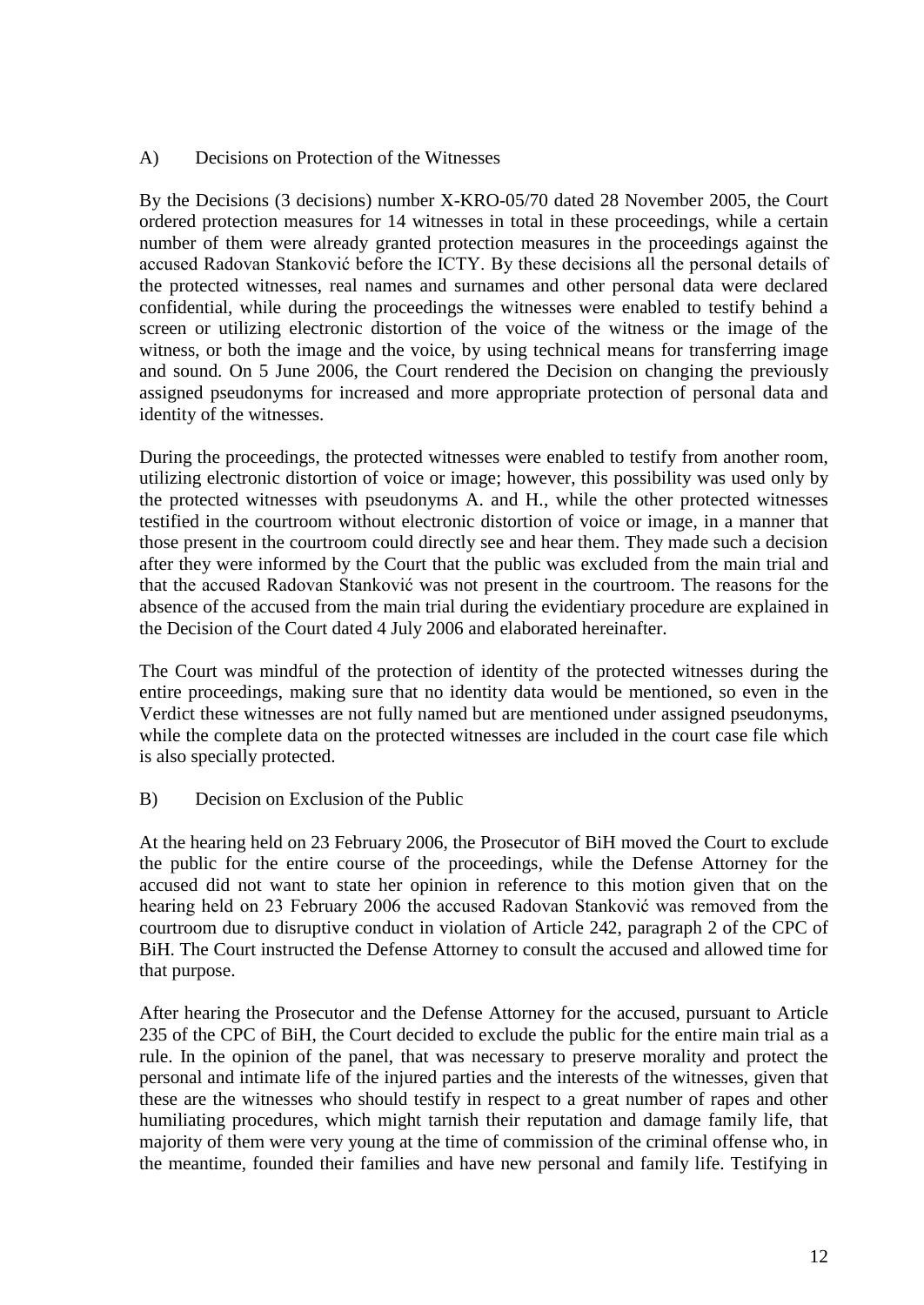A) Decisions on Protection of the Witnesses

By the Decisions (3 decisions) number X-KRO-05/70 dated 28 November 2005, the Court ordered protection measures for 14 witnesses in total in these proceedings, while a certain number of them were already granted protection measures in the proceedings against the accused Radovan Stanković before the ICTY. By these decisions all the personal details of the protected witnesses, real names and surnames and other personal data were declared confidential, while during the proceedings the witnesses were enabled to testify behind a screen or utilizing electronic distortion of the voice of the witness or the image of the witness, or both the image and the voice, by using technical means for transferring image and sound. On 5 June 2006, the Court rendered the Decision on changing the previously assigned pseudonyms for increased and more appropriate protection of personal data and identity of the witnesses.

During the proceedings, the protected witnesses were enabled to testify from another room, utilizing electronic distortion of voice or image; however, this possibility was used only by the protected witnesses with pseudonyms A. and H., while the other protected witnesses testified in the courtroom without electronic distortion of voice or image, in a manner that those present in the courtroom could directly see and hear them. They made such a decision after they were informed by the Court that the public was excluded from the main trial and that the accused Radovan Stanković was not present in the courtroom. The reasons for the absence of the accused from the main trial during the evidentiary procedure are explained in the Decision of the Court dated 4 July 2006 and elaborated hereinafter.

The Court was mindful of the protection of identity of the protected witnesses during the entire proceedings, making sure that no identity data would be mentioned, so even in the Verdict these witnesses are not fully named but are mentioned under assigned pseudonyms, while the complete data on the protected witnesses are included in the court case file which is also specially protected.

B) Decision on Exclusion of the Public

At the hearing held on 23 February 2006, the Prosecutor of BiH moved the Court to exclude the public for the entire course of the proceedings, while the Defense Attorney for the accused did not want to state her opinion in reference to this motion given that on the hearing held on 23 February 2006 the accused Radovan Stanković was removed from the courtroom due to disruptive conduct in violation of Article 242, paragraph 2 of the CPC of BiH. The Court instructed the Defense Attorney to consult the accused and allowed time for that purpose.

After hearing the Prosecutor and the Defense Attorney for the accused, pursuant to Article 235 of the CPC of BiH, the Court decided to exclude the public for the entire main trial as a rule. In the opinion of the panel, that was necessary to preserve morality and protect the personal and intimate life of the injured parties and the interests of the witnesses, given that these are the witnesses who should testify in respect to a great number of rapes and other humiliating procedures, which might tarnish their reputation and damage family life, that majority of them were very young at the time of commission of the criminal offense who, in the meantime, founded their families and have new personal and family life. Testifying in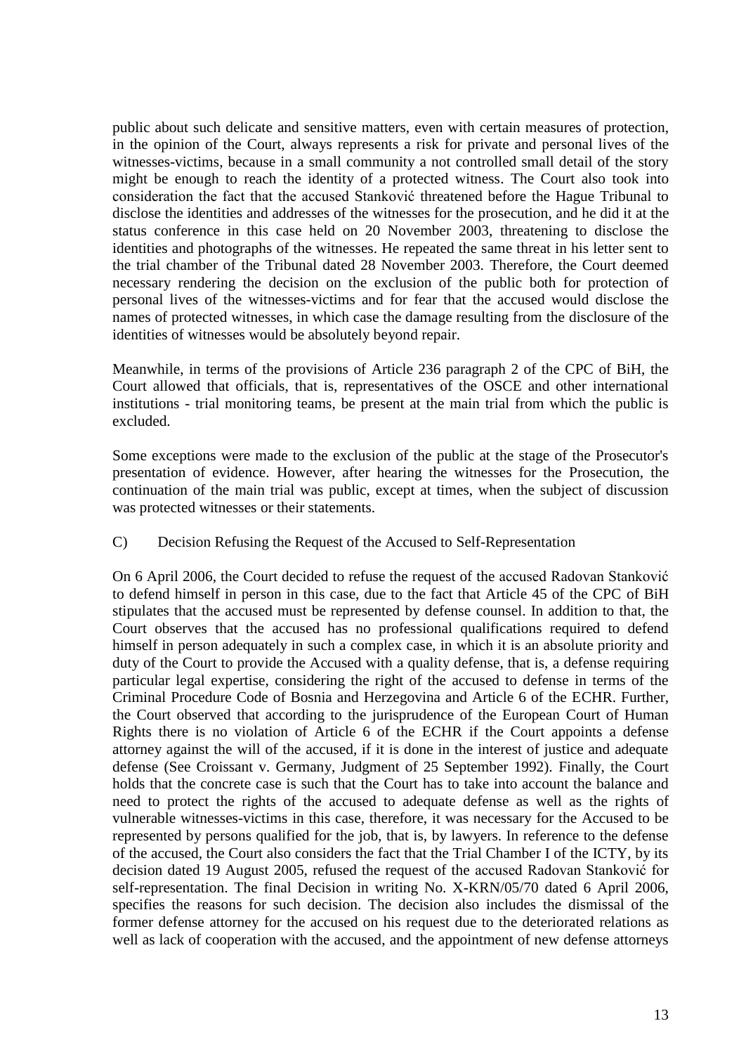public about such delicate and sensitive matters, even with certain measures of protection, in the opinion of the Court, always represents a risk for private and personal lives of the witnesses-victims, because in a small community a not controlled small detail of the story might be enough to reach the identity of a protected witness. The Court also took into consideration the fact that the accused Stanković threatened before the Hague Tribunal to disclose the identities and addresses of the witnesses for the prosecution, and he did it at the status conference in this case held on 20 November 2003, threatening to disclose the identities and photographs of the witnesses. He repeated the same threat in his letter sent to the trial chamber of the Tribunal dated 28 November 2003. Therefore, the Court deemed necessary rendering the decision on the exclusion of the public both for protection of personal lives of the witnesses-victims and for fear that the accused would disclose the names of protected witnesses, in which case the damage resulting from the disclosure of the identities of witnesses would be absolutely beyond repair.

Meanwhile, in terms of the provisions of Article 236 paragraph 2 of the CPC of BiH, the Court allowed that officials, that is, representatives of the OSCE and other international institutions - trial monitoring teams, be present at the main trial from which the public is excluded.

Some exceptions were made to the exclusion of the public at the stage of the Prosecutor's presentation of evidence. However, after hearing the witnesses for the Prosecution, the continuation of the main trial was public, except at times, when the subject of discussion was protected witnesses or their statements.

C) Decision Refusing the Request of the Accused to Self-Representation

On 6 April 2006, the Court decided to refuse the request of the accused Radovan Stanković to defend himself in person in this case, due to the fact that Article 45 of the CPC of BiH stipulates that the accused must be represented by defense counsel. In addition to that, the Court observes that the accused has no professional qualifications required to defend himself in person adequately in such a complex case, in which it is an absolute priority and duty of the Court to provide the Accused with a quality defense, that is, a defense requiring particular legal expertise, considering the right of the accused to defense in terms of the Criminal Procedure Code of Bosnia and Herzegovina and Article 6 of the ECHR. Further, the Court observed that according to the jurisprudence of the European Court of Human Rights there is no violation of Article 6 of the ECHR if the Court appoints a defense attorney against the will of the accused, if it is done in the interest of justice and adequate defense (See Croissant v. Germany, Judgment of 25 September 1992). Finally, the Court holds that the concrete case is such that the Court has to take into account the balance and need to protect the rights of the accused to adequate defense as well as the rights of vulnerable witnesses-victims in this case, therefore, it was necessary for the Accused to be represented by persons qualified for the job, that is, by lawyers. In reference to the defense of the accused, the Court also considers the fact that the Trial Chamber I of the ICTY, by its decision dated 19 August 2005, refused the request of the accused Radovan Stanković for self-representation. The final Decision in writing No. X-KRN/05/70 dated 6 April 2006, specifies the reasons for such decision. The decision also includes the dismissal of the former defense attorney for the accused on his request due to the deteriorated relations as well as lack of cooperation with the accused, and the appointment of new defense attorneys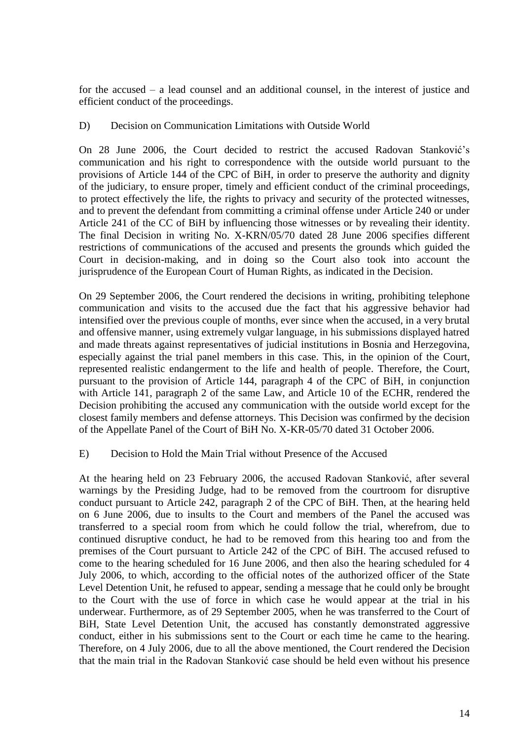for the accused – a lead counsel and an additional counsel, in the interest of justice and efficient conduct of the proceedings.

D) Decision on Communication Limitations with Outside World

On 28 June 2006, the Court decided to restrict the accused Radovan Stanković's communication and his right to correspondence with the outside world pursuant to the provisions of Article 144 of the CPC of BiH, in order to preserve the authority and dignity of the judiciary, to ensure proper, timely and efficient conduct of the criminal proceedings, to protect effectively the life, the rights to privacy and security of the protected witnesses, and to prevent the defendant from committing a criminal offense under Article 240 or under Article 241 of the CC of BiH by influencing those witnesses or by revealing their identity. The final Decision in writing No. X-KRN/05/70 dated 28 June 2006 specifies different restrictions of communications of the accused and presents the grounds which guided the Court in decision-making, and in doing so the Court also took into account the jurisprudence of the European Court of Human Rights, as indicated in the Decision.

On 29 September 2006, the Court rendered the decisions in writing, prohibiting telephone communication and visits to the accused due the fact that his aggressive behavior had intensified over the previous couple of months, ever since when the accused, in a very brutal and offensive manner, using extremely vulgar language, in his submissions displayed hatred and made threats against representatives of judicial institutions in Bosnia and Herzegovina, especially against the trial panel members in this case. This, in the opinion of the Court, represented realistic endangerment to the life and health of people. Therefore, the Court, pursuant to the provision of Article 144, paragraph 4 of the CPC of BiH, in conjunction with Article 141, paragraph 2 of the same Law, and Article 10 of the ECHR, rendered the Decision prohibiting the accused any communication with the outside world except for the closest family members and defense attorneys. This Decision was confirmed by the decision of the Appellate Panel of the Court of BiH No. X-KR-05/70 dated 31 October 2006.

E) Decision to Hold the Main Trial without Presence of the Accused

At the hearing held on 23 February 2006, the accused Radovan Stanković, after several warnings by the Presiding Judge, had to be removed from the courtroom for disruptive conduct pursuant to Article 242, paragraph 2 of the CPC of BiH. Then, at the hearing held on 6 June 2006, due to insults to the Court and members of the Panel the accused was transferred to a special room from which he could follow the trial, wherefrom, due to continued disruptive conduct, he had to be removed from this hearing too and from the premises of the Court pursuant to Article 242 of the CPC of BiH. The accused refused to come to the hearing scheduled for 16 June 2006, and then also the hearing scheduled for 4 July 2006, to which, according to the official notes of the authorized officer of the State Level Detention Unit, he refused to appear, sending a message that he could only be brought to the Court with the use of force in which case he would appear at the trial in his underwear. Furthermore, as of 29 September 2005, when he was transferred to the Court of BiH, State Level Detention Unit, the accused has constantly demonstrated aggressive conduct, either in his submissions sent to the Court or each time he came to the hearing. Therefore, on 4 July 2006, due to all the above mentioned, the Court rendered the Decision that the main trial in the Radovan Stanković case should be held even without his presence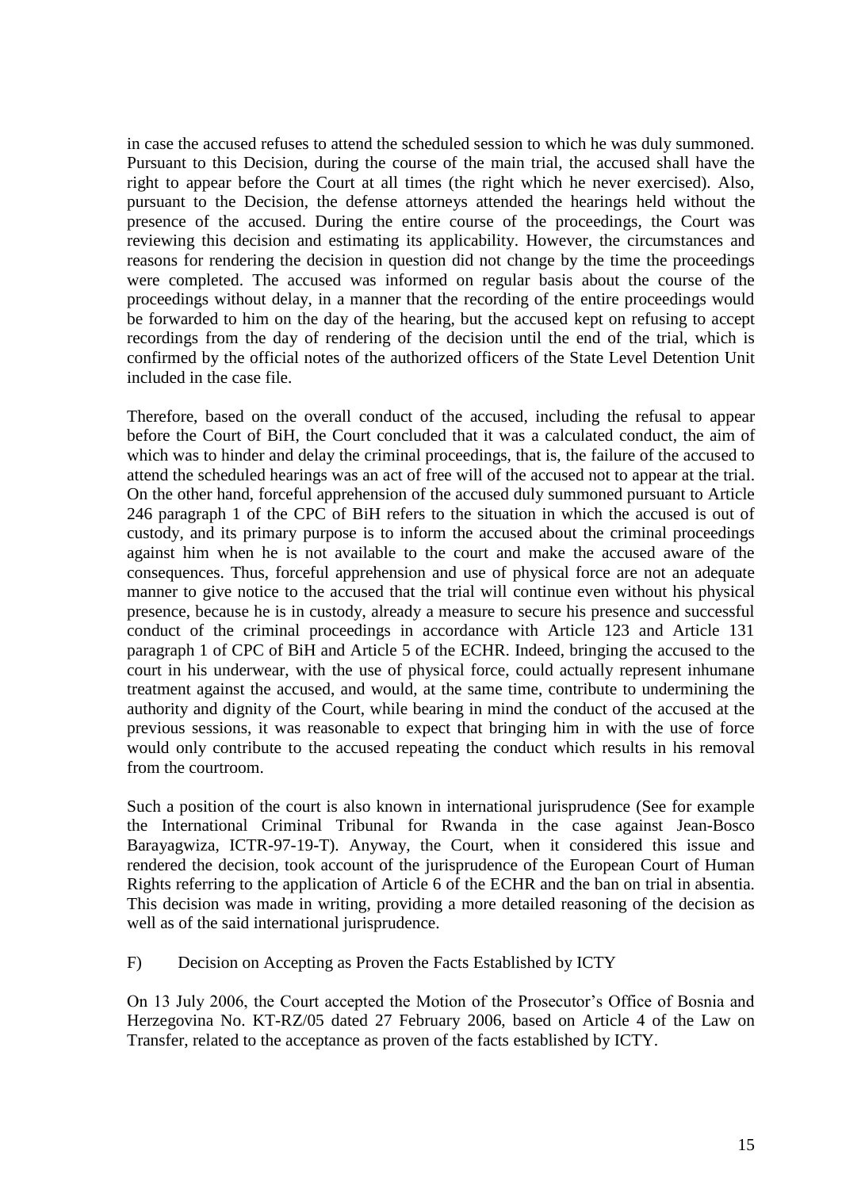in case the accused refuses to attend the scheduled session to which he was duly summoned. Pursuant to this Decision, during the course of the main trial, the accused shall have the right to appear before the Court at all times (the right which he never exercised). Also, pursuant to the Decision, the defense attorneys attended the hearings held without the presence of the accused. During the entire course of the proceedings, the Court was reviewing this decision and estimating its applicability. However, the circumstances and reasons for rendering the decision in question did not change by the time the proceedings were completed. The accused was informed on regular basis about the course of the proceedings without delay, in a manner that the recording of the entire proceedings would be forwarded to him on the day of the hearing, but the accused kept on refusing to accept recordings from the day of rendering of the decision until the end of the trial, which is confirmed by the official notes of the authorized officers of the State Level Detention Unit included in the case file.

Therefore, based on the overall conduct of the accused, including the refusal to appear before the Court of BiH, the Court concluded that it was a calculated conduct, the aim of which was to hinder and delay the criminal proceedings, that is, the failure of the accused to attend the scheduled hearings was an act of free will of the accused not to appear at the trial. On the other hand, forceful apprehension of the accused duly summoned pursuant to Article 246 paragraph 1 of the CPC of BiH refers to the situation in which the accused is out of custody, and its primary purpose is to inform the accused about the criminal proceedings against him when he is not available to the court and make the accused aware of the consequences. Thus, forceful apprehension and use of physical force are not an adequate manner to give notice to the accused that the trial will continue even without his physical presence, because he is in custody, already a measure to secure his presence and successful conduct of the criminal proceedings in accordance with Article 123 and Article 131 paragraph 1 of CPC of BiH and Article 5 of the ECHR. Indeed, bringing the accused to the court in his underwear, with the use of physical force, could actually represent inhumane treatment against the accused, and would, at the same time, contribute to undermining the authority and dignity of the Court, while bearing in mind the conduct of the accused at the previous sessions, it was reasonable to expect that bringing him in with the use of force would only contribute to the accused repeating the conduct which results in his removal from the courtroom.

Such a position of the court is also known in international jurisprudence (See for example the International Criminal Tribunal for Rwanda in the case against Jean-Bosco Barayagwiza, ICTR-97-19-T). Anyway, the Court, when it considered this issue and rendered the decision, took account of the jurisprudence of the European Court of Human Rights referring to the application of Article 6 of the ECHR and the ban on trial in absentia. This decision was made in writing, providing a more detailed reasoning of the decision as well as of the said international jurisprudence.

F) Decision on Accepting as Proven the Facts Established by ICTY

On 13 July 2006, the Court accepted the Motion of the Prosecutor's Office of Bosnia and Herzegovina No. KT-RZ/05 dated 27 February 2006, based on Article 4 of the Law on Transfer, related to the acceptance as proven of the facts established by ICTY.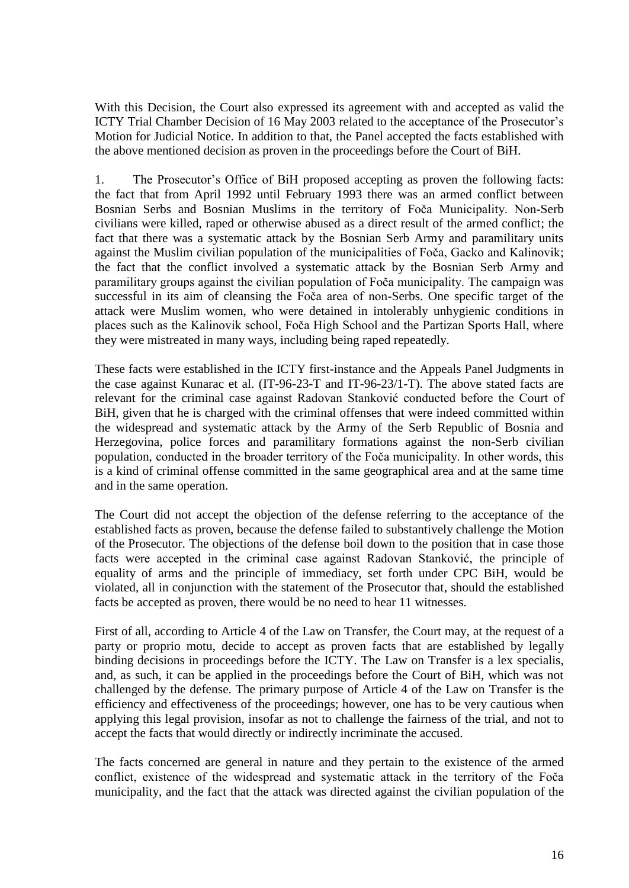With this Decision, the Court also expressed its agreement with and accepted as valid the ICTY Trial Chamber Decision of 16 May 2003 related to the acceptance of the Prosecutor's Motion for Judicial Notice. In addition to that, the Panel accepted the facts established with the above mentioned decision as proven in the proceedings before the Court of BiH.

1. The Prosecutor's Office of BiH proposed accepting as proven the following facts: the fact that from April 1992 until February 1993 there was an armed conflict between Bosnian Serbs and Bosnian Muslims in the territory of Foča Municipality. Non-Serb civilians were killed, raped or otherwise abused as a direct result of the armed conflict; the fact that there was a systematic attack by the Bosnian Serb Army and paramilitary units against the Muslim civilian population of the municipalities of Foča, Gacko and Kalinovik; the fact that the conflict involved a systematic attack by the Bosnian Serb Army and paramilitary groups against the civilian population of Foča municipality. The campaign was successful in its aim of cleansing the Foča area of non-Serbs. One specific target of the attack were Muslim women, who were detained in intolerably unhygienic conditions in places such as the Kalinovik school, Foča High School and the Partizan Sports Hall, where they were mistreated in many ways, including being raped repeatedly.

These facts were established in the ICTY first-instance and the Appeals Panel Judgments in the case against Kunarac et al. (IT-96-23-T and IT-96-23/1-T). The above stated facts are relevant for the criminal case against Radovan Stanković conducted before the Court of BiH, given that he is charged with the criminal offenses that were indeed committed within the widespread and systematic attack by the Army of the Serb Republic of Bosnia and Herzegovina, police forces and paramilitary formations against the non-Serb civilian population, conducted in the broader territory of the Foča municipality. In other words, this is a kind of criminal offense committed in the same geographical area and at the same time and in the same operation.

The Court did not accept the objection of the defense referring to the acceptance of the established facts as proven, because the defense failed to substantively challenge the Motion of the Prosecutor. The objections of the defense boil down to the position that in case those facts were accepted in the criminal case against Radovan Stanković, the principle of equality of arms and the principle of immediacy, set forth under CPC BiH, would be violated, all in conjunction with the statement of the Prosecutor that, should the established facts be accepted as proven, there would be no need to hear 11 witnesses.

First of all, according to Article 4 of the Law on Transfer, the Court may, at the request of a party or proprio motu, decide to accept as proven facts that are established by legally binding decisions in proceedings before the ICTY. The Law on Transfer is a lex specialis, and, as such, it can be applied in the proceedings before the Court of BiH, which was not challenged by the defense. The primary purpose of Article 4 of the Law on Transfer is the efficiency and effectiveness of the proceedings; however, one has to be very cautious when applying this legal provision, insofar as not to challenge the fairness of the trial, and not to accept the facts that would directly or indirectly incriminate the accused.

The facts concerned are general in nature and they pertain to the existence of the armed conflict, existence of the widespread and systematic attack in the territory of the Foča municipality, and the fact that the attack was directed against the civilian population of the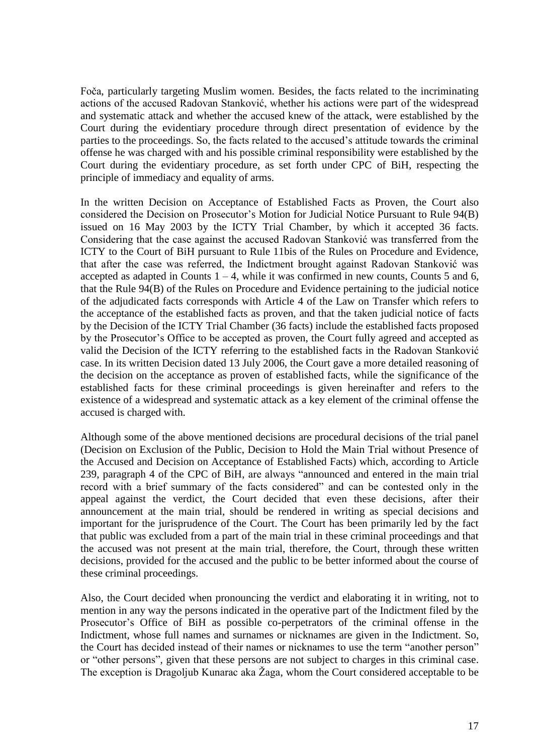Foča, particularly targeting Muslim women. Besides, the facts related to the incriminating actions of the accused Radovan Stanković, whether his actions were part of the widespread and systematic attack and whether the accused knew of the attack, were established by the Court during the evidentiary procedure through direct presentation of evidence by the parties to the proceedings. So, the facts related to the accused's attitude towards the criminal offense he was charged with and his possible criminal responsibility were established by the Court during the evidentiary procedure, as set forth under CPC of BiH, respecting the principle of immediacy and equality of arms.

In the written Decision on Acceptance of Established Facts as Proven, the Court also considered the Decision on Prosecutor's Motion for Judicial Notice Pursuant to Rule 94(B) issued on 16 May 2003 by the ICTY Trial Chamber, by which it accepted 36 facts. Considering that the case against the accused Radovan Stanković was transferred from the ICTY to the Court of BiH pursuant to Rule 11bis of the Rules on Procedure and Evidence, that after the case was referred, the Indictment brought against Radovan Stanković was accepted as adapted in Counts 1 – 4, while it was confirmed in new counts, Counts 5 and 6, that the Rule 94(B) of the Rules on Procedure and Evidence pertaining to the judicial notice of the adjudicated facts corresponds with Article 4 of the Law on Transfer which refers to the acceptance of the established facts as proven, and that the taken judicial notice of facts by the Decision of the ICTY Trial Chamber (36 facts) include the established facts proposed by the Prosecutor's Office to be accepted as proven, the Court fully agreed and accepted as valid the Decision of the ICTY referring to the established facts in the Radovan Stanković case. In its written Decision dated 13 July 2006, the Court gave a more detailed reasoning of the decision on the acceptance as proven of established facts, while the significance of the established facts for these criminal proceedings is given hereinafter and refers to the existence of a widespread and systematic attack as a key element of the criminal offense the accused is charged with.

Although some of the above mentioned decisions are procedural decisions of the trial panel (Decision on Exclusion of the Public, Decision to Hold the Main Trial without Presence of the Accused and Decision on Acceptance of Established Facts) which, according to Article 239, paragraph 4 of the CPC of BiH, are always "announced and entered in the main trial record with a brief summary of the facts considered" and can be contested only in the appeal against the verdict, the Court decided that even these decisions, after their announcement at the main trial, should be rendered in writing as special decisions and important for the jurisprudence of the Court. The Court has been primarily led by the fact that public was excluded from a part of the main trial in these criminal proceedings and that the accused was not present at the main trial, therefore, the Court, through these written decisions, provided for the accused and the public to be better informed about the course of these criminal proceedings.

Also, the Court decided when pronouncing the verdict and elaborating it in writing, not to mention in any way the persons indicated in the operative part of the Indictment filed by the Prosecutor's Office of BiH as possible co-perpetrators of the criminal offense in the Indictment, whose full names and surnames or nicknames are given in the Indictment. So, the Court has decided instead of their names or nicknames to use the term "another person" or "other persons", given that these persons are not subject to charges in this criminal case. The exception is Dragoljub Kunarac aka Žaga, whom the Court considered acceptable to be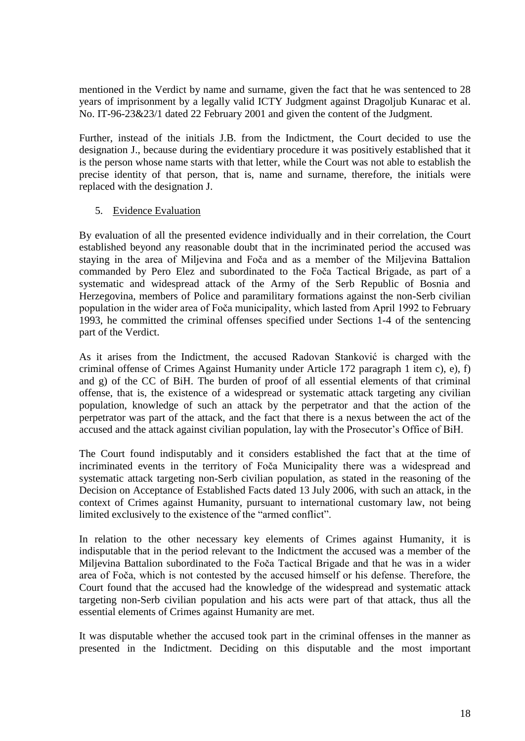mentioned in the Verdict by name and surname, given the fact that he was sentenced to 28 years of imprisonment by a legally valid ICTY Judgment against Dragoljub Kunarac et al. No. IT-96-23&23/1 dated 22 February 2001 and given the content of the Judgment.

Further, instead of the initials J.B. from the Indictment, the Court decided to use the designation J., because during the evidentiary procedure it was positively established that it is the person whose name starts with that letter, while the Court was not able to establish the precise identity of that person, that is, name and surname, therefore, the initials were replaced with the designation J.

## 5. Evidence Evaluation

By evaluation of all the presented evidence individually and in their correlation, the Court established beyond any reasonable doubt that in the incriminated period the accused was staying in the area of Miljevina and Foča and as a member of the Miljevina Battalion commanded by Pero Elez and subordinated to the Foča Tactical Brigade, as part of a systematic and widespread attack of the Army of the Serb Republic of Bosnia and Herzegovina, members of Police and paramilitary formations against the non-Serb civilian population in the wider area of Foča municipality, which lasted from April 1992 to February 1993, he committed the criminal offenses specified under Sections 1-4 of the sentencing part of the Verdict.

As it arises from the Indictment, the accused Radovan Stanković is charged with the criminal offense of Crimes Against Humanity under Article 172 paragraph 1 item c), e), f) and g) of the CC of BiH. The burden of proof of all essential elements of that criminal offense, that is, the existence of a widespread or systematic attack targeting any civilian population, knowledge of such an attack by the perpetrator and that the action of the perpetrator was part of the attack, and the fact that there is a nexus between the act of the accused and the attack against civilian population, lay with the Prosecutor's Office of BiH.

The Court found indisputably and it considers established the fact that at the time of incriminated events in the territory of Foča Municipality there was a widespread and systematic attack targeting non-Serb civilian population, as stated in the reasoning of the Decision on Acceptance of Established Facts dated 13 July 2006, with such an attack, in the context of Crimes against Humanity, pursuant to international customary law, not being limited exclusively to the existence of the "armed conflict".

In relation to the other necessary key elements of Crimes against Humanity, it is indisputable that in the period relevant to the Indictment the accused was a member of the Miljevina Battalion subordinated to the Foča Tactical Brigade and that he was in a wider area of Foča, which is not contested by the accused himself or his defense. Therefore, the Court found that the accused had the knowledge of the widespread and systematic attack targeting non-Serb civilian population and his acts were part of that attack, thus all the essential elements of Crimes against Humanity are met.

It was disputable whether the accused took part in the criminal offenses in the manner as presented in the Indictment. Deciding on this disputable and the most important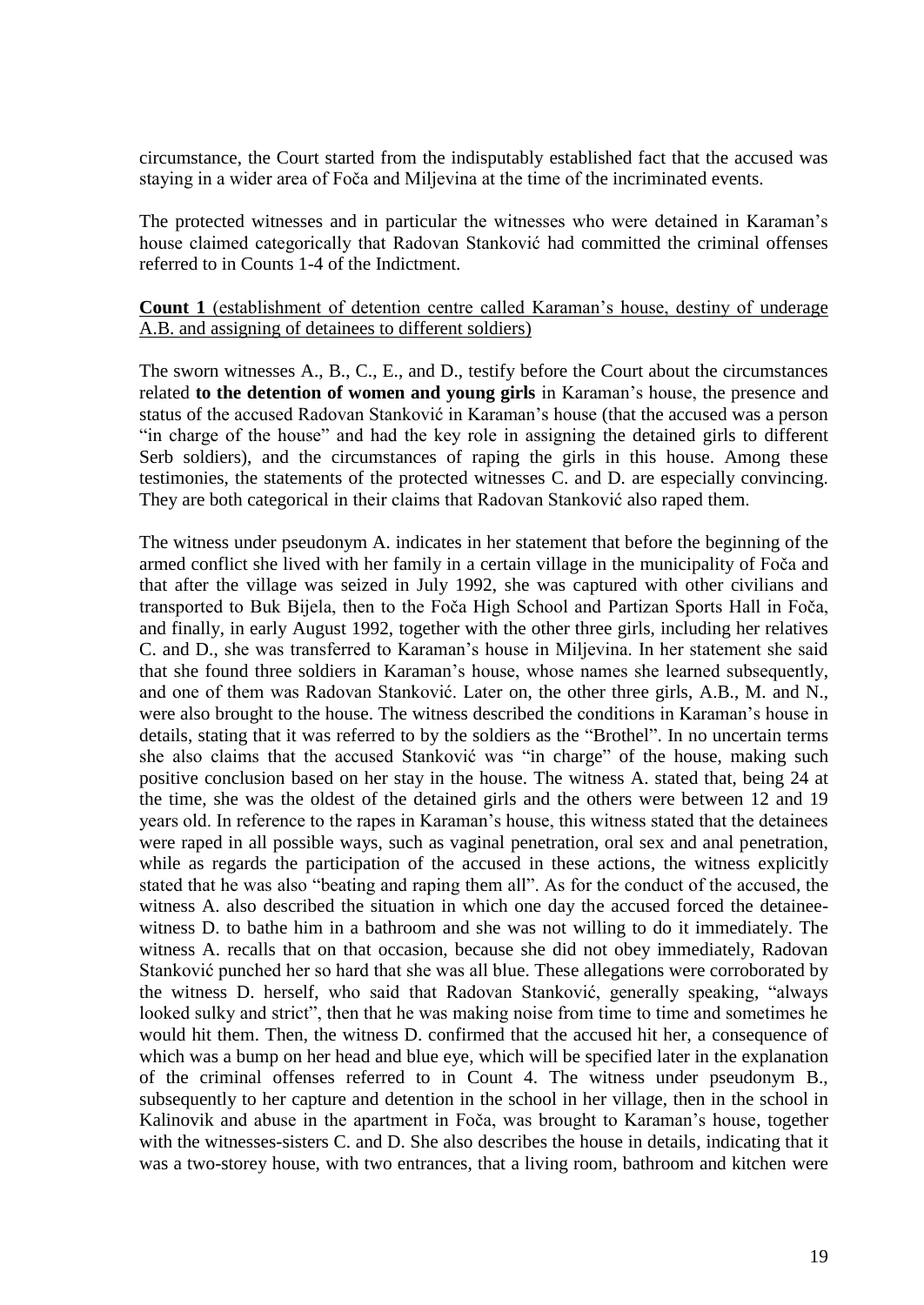circumstance, the Court started from the indisputably established fact that the accused was staying in a wider area of Foča and Miljevina at the time of the incriminated events.

The protected witnesses and in particular the witnesses who were detained in Karaman's house claimed categorically that Radovan Stanković had committed the criminal offenses referred to in Counts 1-4 of the Indictment.

<u>**Count 1** (establishment of detention centre called Karaman's house, destiny of underage A.B. and assigning of detainees to different soldiers)</u>

The sworn witnesses A., B., C., E., and D., testify before the Court about the circumstances related **to the detention of women and young girls** in Karaman's house, the presence and status of the accused Radovan Stanković in Karaman's house (that the accused was a person "in charge of the house" and had the key role in assigning the detained girls to different Serb soldiers), and the circumstances of raping the girls in this house. Among these testimonies, the statements of the protected witnesses C. and D. are especially convincing. They are both categorical in their claims that Radovan Stanković also raped them.

The witness under pseudonym A. indicates in her statement that before the beginning of the armed conflict she lived with her family in a certain village in the municipality of Foča and that after the village was seized in July 1992, she was captured with other civilians and transported to Buk Bijela, then to the Foča High School and Partizan Sports Hall in Foča, and finally, in early August 1992, together with the other three girls, including her relatives C. and D., she was transferred to Karaman's house in Miljevina. In her statement she said that she found three soldiers in Karaman's house, whose names she learned subsequently, and one of them was Radovan Stanković. Later on, the other three girls, A.B., M. and N., were also brought to the house. The witness described the conditions in Karaman's house in details, stating that it was referred to by the soldiers as the "Brothel". In no uncertain terms she also claims that the accused Stanković was "in charge" of the house, making such positive conclusion based on her stay in the house. The witness A. stated that, being 24 at the time, she was the oldest of the detained girls and the others were between 12 and 19 years old. In reference to the rapes in Karaman's house, this witness stated that the detainees were raped in all possible ways, such as vaginal penetration, oral sex and anal penetration, while as regards the participation of the accused in these actions, the witness explicitly stated that he was also "beating and raping them all". As for the conduct of the accused, the witness A. also described the situation in which one day the accused forced the detainee-witness D. to bathe him in a bathroom and she was not willing to do it immediately. The witness A. recalls that on that occasion, because she did not obey immediately, Radovan Stanković punched her so hard that she was all blue. These allegations were corroborated by the witness D. herself, who said that Radovan Stanković, generally speaking, "always looked sulky and strict", then that he was making noise from time to time and sometimes he would hit them. Then, the witness D. confirmed that the accused hit her, a consequence of which was a bump on her head and blue eye, which will be specified later in the explanation of the criminal offenses referred to in Count 4. The witness under pseudonym B., subsequently to her capture and detention in the school in her village, then in the school in Kalinovik and abuse in the apartment in Foča, was brought to Karaman's house, together with the witnesses-sisters C. and D. She also describes the house in details, indicating that it was a two-storey house, with two entrances, that a living room, bathroom and kitchen were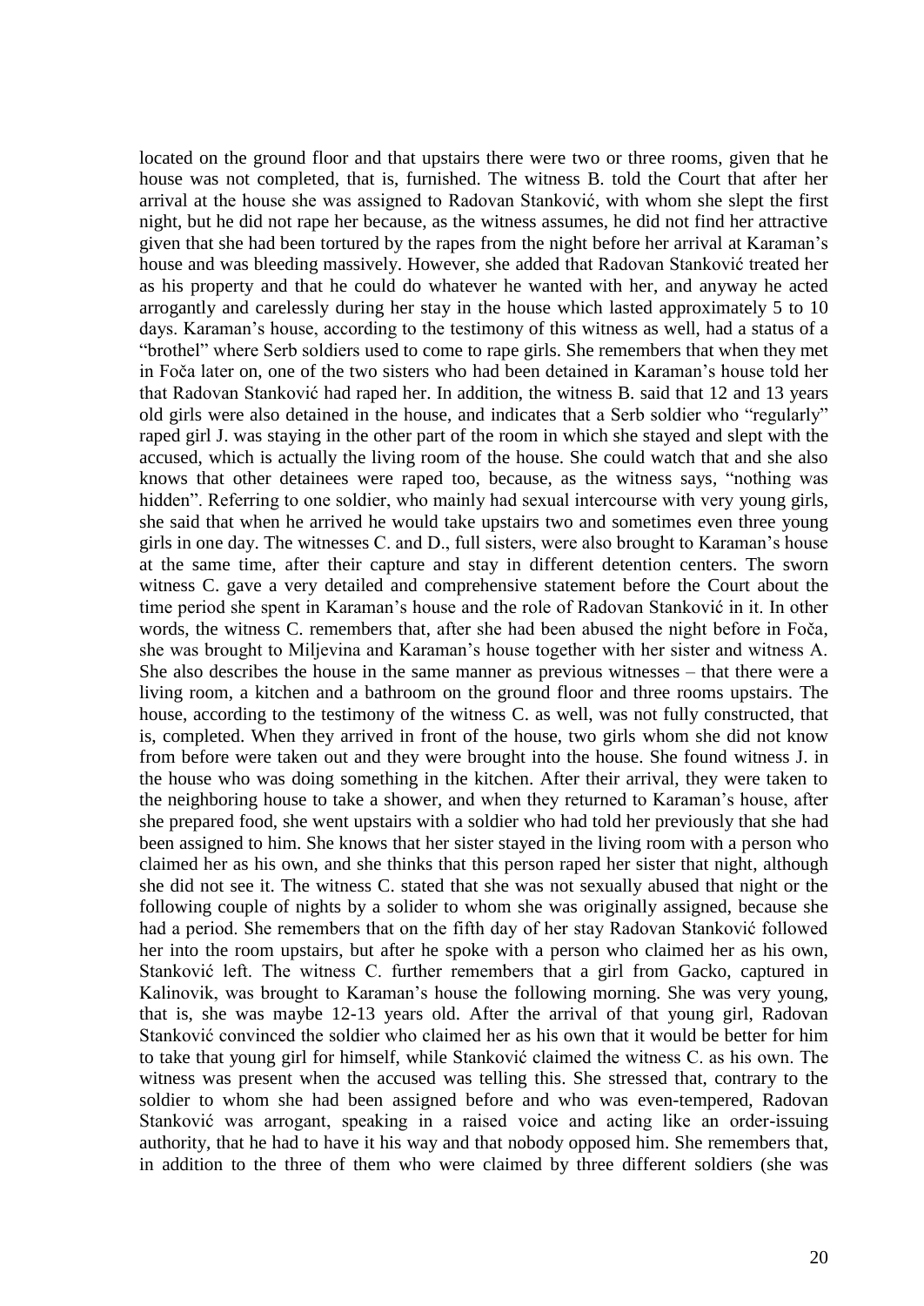located on the ground floor and that upstairs there were two or three rooms, given that he house was not completed, that is, furnished. The witness B. told the Court that after her arrival at the house she was assigned to Radovan Stanković, with whom she slept the first night, but he did not rape her because, as the witness assumes, he did not find her attractive given that she had been tortured by the rapes from the night before her arrival at Karaman's house and was bleeding massively. However, she added that Radovan Stanković treated her as his property and that he could do whatever he wanted with her, and anyway he acted arrogantly and carelessly during her stay in the house which lasted approximately 5 to 10 days. Karaman's house, according to the testimony of this witness as well, had a status of a "brothel" where Serb soldiers used to come to rape girls. She remembers that when they met in Foča later on, one of the two sisters who had been detained in Karaman's house told her that Radovan Stanković had raped her. In addition, the witness B. said that 12 and 13 years old girls were also detained in the house, and indicates that a Serb soldier who "regularly" raped girl J. was staying in the other part of the room in which she stayed and slept with the accused, which is actually the living room of the house. She could watch that and she also knows that other detainees were raped too, because, as the witness says, "nothing was hidden". Referring to one soldier, who mainly had sexual intercourse with very young girls, she said that when he arrived he would take upstairs two and sometimes even three young girls in one day. The witnesses C. and D., full sisters, were also brought to Karaman's house at the same time, after their capture and stay in different detention centers. The sworn witness C. gave a very detailed and comprehensive statement before the Court about the time period she spent in Karaman's house and the role of Radovan Stanković in it. In other words, the witness C. remembers that, after she had been abused the night before in Foča, she was brought to Miljevina and Karaman's house together with her sister and witness A. She also describes the house in the same manner as previous witnesses – that there were a living room, a kitchen and a bathroom on the ground floor and three rooms upstairs. The house, according to the testimony of the witness C. as well, was not fully constructed, that is, completed. When they arrived in front of the house, two girls whom she did not know from before were taken out and they were brought into the house. She found witness J. in the house who was doing something in the kitchen. After their arrival, they were taken to the neighboring house to take a shower, and when they returned to Karaman's house, after she prepared food, she went upstairs with a soldier who had told her previously that she had been assigned to him. She knows that her sister stayed in the living room with a person who claimed her as his own, and she thinks that this person raped her sister that night, although she did not see it. The witness C. stated that she was not sexually abused that night or the following couple of nights by a solider to whom she was originally assigned, because she had a period. She remembers that on the fifth day of her stay Radovan Stanković followed her into the room upstairs, but after he spoke with a person who claimed her as his own, Stanković left. The witness C. further remembers that a girl from Gacko, captured in Kalinovik, was brought to Karaman's house the following morning. She was very young, that is, she was maybe 12-13 years old. After the arrival of that young girl, Radovan Stanković convinced the soldier who claimed her as his own that it would be better for him to take that young girl for himself, while Stanković claimed the witness C. as his own. The witness was present when the accused was telling this. She stressed that, contrary to the soldier to whom she had been assigned before and who was even-tempered, Radovan Stanković was arrogant, speaking in a raised voice and acting like an order-issuing authority, that he had to have it his way and that nobody opposed him. She remembers that, in addition to the three of them who were claimed by three different soldiers (she was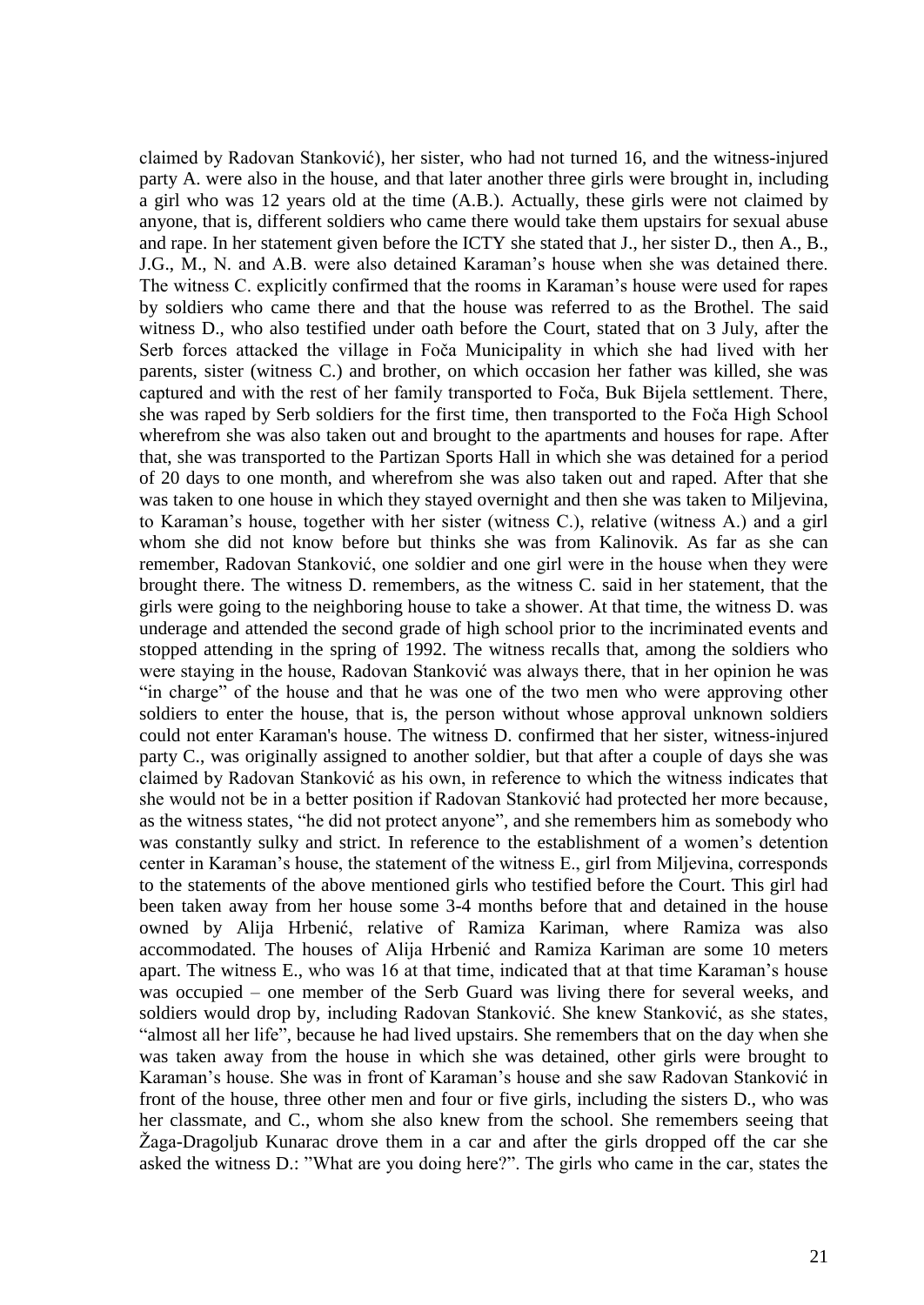claimed by Radovan Stanković), her sister, who had not turned 16, and the witness-injured party A. were also in the house, and that later another three girls were brought in, including a girl who was 12 years old at the time (A.B.). Actually, these girls were not claimed by anyone, that is, different soldiers who came there would take them upstairs for sexual abuse and rape. In her statement given before the ICTY she stated that J., her sister D., then A., B., J.G., M., N. and A.B. were also detained Karaman's house when she was detained there. The witness C. explicitly confirmed that the rooms in Karaman's house were used for rapes by soldiers who came there and that the house was referred to as the Brothel. The said witness D., who also testified under oath before the Court, stated that on 3 July, after the Serb forces attacked the village in Foča Municipality in which she had lived with her parents, sister (witness C.) and brother, on which occasion her father was killed, she was captured and with the rest of her family transported to Foča, Buk Bijela settlement. There, she was raped by Serb soldiers for the first time, then transported to the Foča High School wherefrom she was also taken out and brought to the apartments and houses for rape. After that, she was transported to the Partizan Sports Hall in which she was detained for a period of 20 days to one month, and wherefrom she was also taken out and raped. After that she was taken to one house in which they stayed overnight and then she was taken to Miljevina, to Karaman's house, together with her sister (witness C.), relative (witness A.) and a girl whom she did not know before but thinks she was from Kalinovik. As far as she can remember, Radovan Stanković, one soldier and one girl were in the house when they were brought there. The witness D. remembers, as the witness C. said in her statement, that the girls were going to the neighboring house to take a shower. At that time, the witness D. was underage and attended the second grade of high school prior to the incriminated events and stopped attending in the spring of 1992. The witness recalls that, among the soldiers who were staying in the house, Radovan Stanković was always there, that in her opinion he was "in charge" of the house and that he was one of the two men who were approving other soldiers to enter the house, that is, the person without whose approval unknown soldiers could not enter Karaman's house. The witness D. confirmed that her sister, witness-injured party C., was originally assigned to another soldier, but that after a couple of days she was claimed by Radovan Stanković as his own, in reference to which the witness indicates that she would not be in a better position if Radovan Stanković had protected her more because, as the witness states, "he did not protect anyone", and she remembers him as somebody who was constantly sulky and strict. In reference to the establishment of a women's detention center in Karaman's house, the statement of the witness E., girl from Miljevina, corresponds to the statements of the above mentioned girls who testified before the Court. This girl had been taken away from her house some 3-4 months before that and detained in the house owned by Alija Hrbenić, relative of Ramiza Kariman, where Ramiza was also accommodated. The houses of Alija Hrbenić and Ramiza Kariman are some 10 meters apart. The witness E., who was 16 at that time, indicated that at that time Karaman's house was occupied – one member of the Serb Guard was living there for several weeks, and soldiers would drop by, including Radovan Stanković. She knew Stanković, as she states, "almost all her life", because he had lived upstairs. She remembers that on the day when she was taken away from the house in which she was detained, other girls were brought to Karaman's house. She was in front of Karaman's house and she saw Radovan Stanković in front of the house, three other men and four or five girls, including the sisters D., who was her classmate, and C., whom she also knew from the school. She remembers seeing that Žaga-Dragoljub Kunarac drove them in a car and after the girls dropped off the car she asked the witness D.: "What are you doing here?". The girls who came in the car, states the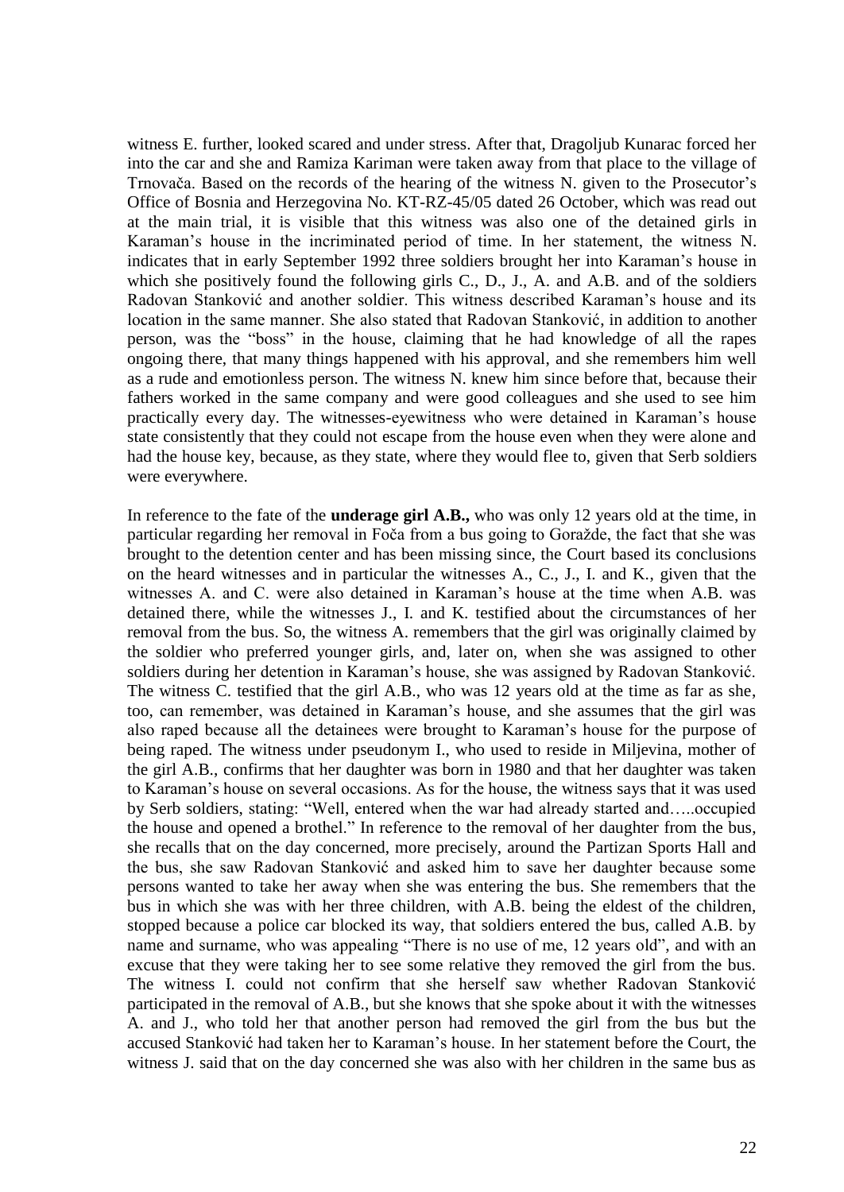witness E. further, looked scared and under stress. After that, Dragoljub Kunarac forced her into the car and she and Ramiza Kariman were taken away from that place to the village of Trnovača. Based on the records of the hearing of the witness N. given to the Prosecutor's Office of Bosnia and Herzegovina No. KT-RZ-45/05 dated 26 October, which was read out at the main trial, it is visible that this witness was also one of the detained girls in Karaman's house in the incriminated period of time. In her statement, the witness N. indicates that in early September 1992 three soldiers brought her into Karaman's house in which she positively found the following girls C., D., J., A. and A.B. and of the soldiers Radovan Stanković and another soldier. This witness described Karaman's house and its location in the same manner. She also stated that Radovan Stanković, in addition to another person, was the "boss" in the house, claiming that he had knowledge of all the rapes ongoing there, that many things happened with his approval, and she remembers him well as a rude and emotionless person. The witness N. knew him since before that, because their fathers worked in the same company and were good colleagues and she used to see him practically every day. The witnesses-eyewitness who were detained in Karaman's house state consistently that they could not escape from the house even when they were alone and had the house key, because, as they state, where they would flee to, given that Serb soldiers were everywhere.

In reference to the fate of the **underage girl A.B.,** who was only 12 years old at the time, in particular regarding her removal in Foča from a bus going to Goražde, the fact that she was brought to the detention center and has been missing since, the Court based its conclusions on the heard witnesses and in particular the witnesses A., C., J., I. and K., given that the witnesses A. and C. were also detained in Karaman's house at the time when A.B. was detained there, while the witnesses J., I. and K. testified about the circumstances of her removal from the bus. So, the witness A. remembers that the girl was originally claimed by the soldier who preferred younger girls, and, later on, when she was assigned to other soldiers during her detention in Karaman's house, she was assigned by Radovan Stanković. The witness C. testified that the girl A.B., who was 12 years old at the time as far as she, too, can remember, was detained in Karaman's house, and she assumes that the girl was also raped because all the detainees were brought to Karaman's house for the purpose of being raped. The witness under pseudonym I., who used to reside in Miljevina, mother of the girl A.B., confirms that her daughter was born in 1980 and that her daughter was taken to Karaman's house on several occasions. As for the house, the witness says that it was used by Serb soldiers, stating: "Well, entered when the war had already started and…..occupied the house and opened a brothel." In reference to the removal of her daughter from the bus, she recalls that on the day concerned, more precisely, around the Partizan Sports Hall and the bus, she saw Radovan Stanković and asked him to save her daughter because some persons wanted to take her away when she was entering the bus. She remembers that the bus in which she was with her three children, with A.B. being the eldest of the children, stopped because a police car blocked its way, that soldiers entered the bus, called A.B. by name and surname, who was appealing "There is no use of me, 12 years old", and with an excuse that they were taking her to see some relative they removed the girl from the bus. The witness I. could not confirm that she herself saw whether Radovan Stanković participated in the removal of A.B., but she knows that she spoke about it with the witnesses A. and J., who told her that another person had removed the girl from the bus but the accused Stanković had taken her to Karaman's house. In her statement before the Court, the witness J. said that on the day concerned she was also with her children in the same bus as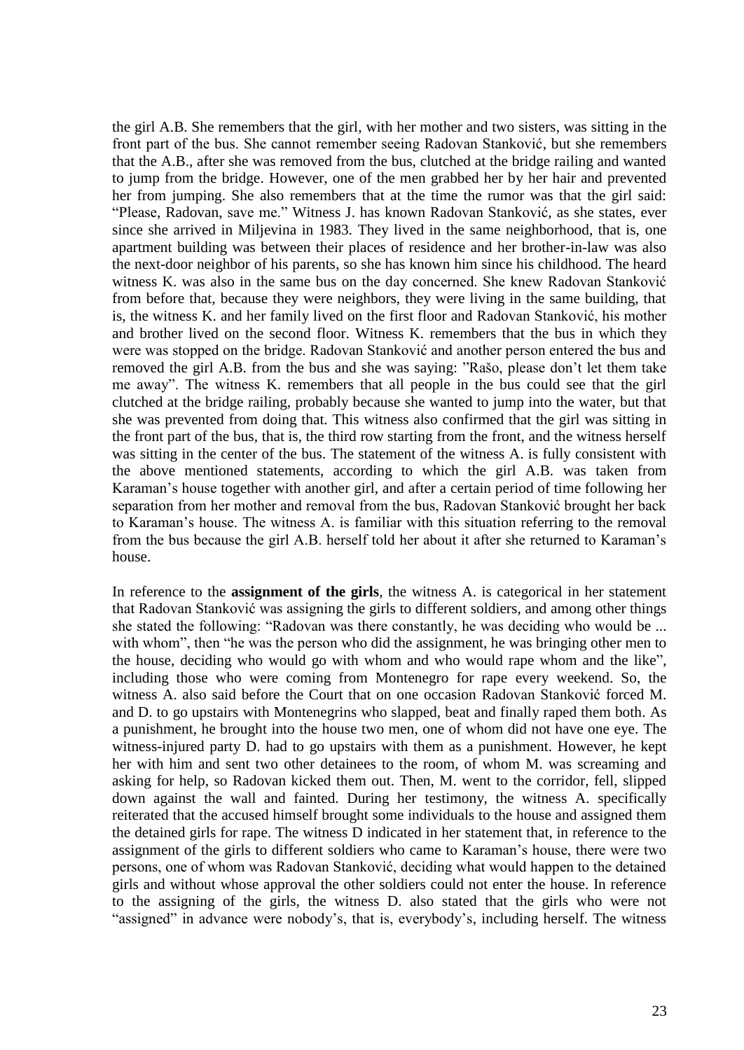the girl A.B. She remembers that the girl, with her mother and two sisters, was sitting in the front part of the bus. She cannot remember seeing Radovan Stanković, but she remembers that the A.B., after she was removed from the bus, clutched at the bridge railing and wanted to jump from the bridge. However, one of the men grabbed her by her hair and prevented her from jumping. She also remembers that at the time the rumor was that the girl said: "Please, Radovan, save me." Witness J. has known Radovan Stanković, as she states, ever since she arrived in Miljevina in 1983. They lived in the same neighborhood, that is, one apartment building was between their places of residence and her brother-in-law was also the next-door neighbor of his parents, so she has known him since his childhood. The heard witness K. was also in the same bus on the day concerned. She knew Radovan Stanković from before that, because they were neighbors, they were living in the same building, that is, the witness K. and her family lived on the first floor and Radovan Stanković, his mother and brother lived on the second floor. Witness K. remembers that the bus in which they were was stopped on the bridge. Radovan Stanković and another person entered the bus and removed the girl A.B. from the bus and she was saying: "Rašo, please don't let them take me away". The witness K. remembers that all people in the bus could see that the girl clutched at the bridge railing, probably because she wanted to jump into the water, but that she was prevented from doing that. This witness also confirmed that the girl was sitting in the front part of the bus, that is, the third row starting from the front, and the witness herself was sitting in the center of the bus. The statement of the witness A. is fully consistent with the above mentioned statements, according to which the girl A.B. was taken from Karaman's house together with another girl, and after a certain period of time following her separation from her mother and removal from the bus, Radovan Stanković brought her back to Karaman's house. The witness A. is familiar with this situation referring to the removal from the bus because the girl A.B. herself told her about it after she returned to Karaman's house.

In reference to the **assignment of the girls**, the witness A. is categorical in her statement that Radovan Stanković was assigning the girls to different soldiers, and among other things she stated the following: "Radovan was there constantly, he was deciding who would be ... with whom", then "he was the person who did the assignment, he was bringing other men to the house, deciding who would go with whom and who would rape whom and the like", including those who were coming from Montenegro for rape every weekend. So, the witness A. also said before the Court that on one occasion Radovan Stanković forced M. and D. to go upstairs with Montenegrins who slapped, beat and finally raped them both. As a punishment, he brought into the house two men, one of whom did not have one eye. The witness-injured party D. had to go upstairs with them as a punishment. However, he kept her with him and sent two other detainees to the room, of whom M. was screaming and asking for help, so Radovan kicked them out. Then, M. went to the corridor, fell, slipped down against the wall and fainted. During her testimony, the witness A. specifically reiterated that the accused himself brought some individuals to the house and assigned them the detained girls for rape. The witness D indicated in her statement that, in reference to the assignment of the girls to different soldiers who came to Karaman's house, there were two persons, one of whom was Radovan Stanković, deciding what would happen to the detained girls and without whose approval the other soldiers could not enter the house. In reference to the assigning of the girls, the witness D. also stated that the girls who were not "assigned" in advance were nobody's, that is, everybody's, including herself. The witness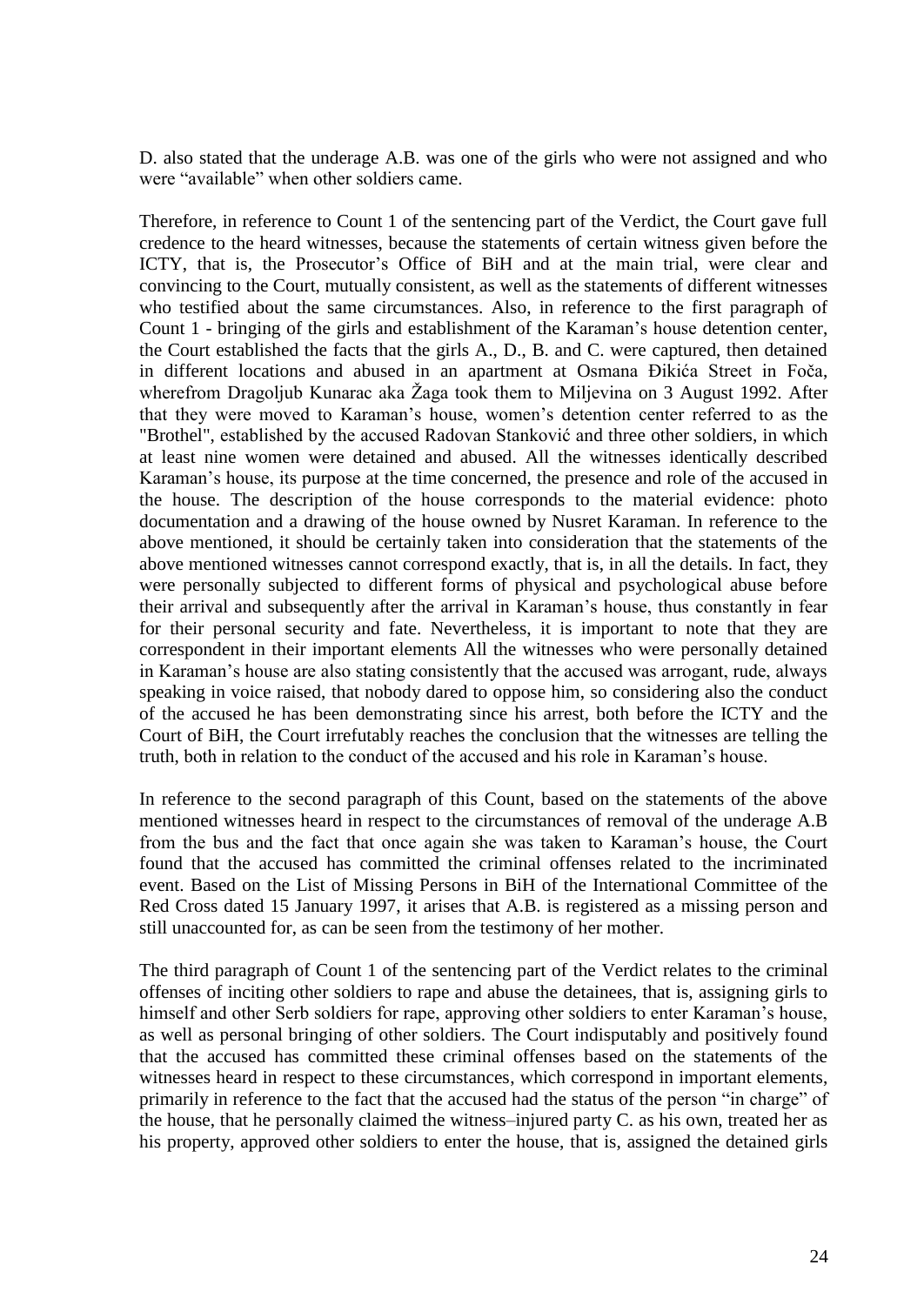D. also stated that the underage A.B. was one of the girls who were not assigned and who were "available" when other soldiers came.

Therefore, in reference to Count 1 of the sentencing part of the Verdict, the Court gave full credence to the heard witnesses, because the statements of certain witness given before the ICTY, that is, the Prosecutor's Office of BiH and at the main trial, were clear and convincing to the Court, mutually consistent, as well as the statements of different witnesses who testified about the same circumstances. Also, in reference to the first paragraph of Count 1 - bringing of the girls and establishment of the Karaman's house detention center, the Court established the facts that the girls A., D., B. and C. were captured, then detained in different locations and abused in an apartment at Osmana Đikića Street in Foča, wherefrom Dragoljub Kunarac aka Žaga took them to Miljevina on 3 August 1992. After that they were moved to Karaman's house, women's detention center referred to as the "Brothel", established by the accused Radovan Stanković and three other soldiers, in which at least nine women were detained and abused. All the witnesses identically described Karaman's house, its purpose at the time concerned, the presence and role of the accused in the house. The description of the house corresponds to the material evidence: photo documentation and a drawing of the house owned by Nusret Karaman. In reference to the above mentioned, it should be certainly taken into consideration that the statements of the above mentioned witnesses cannot correspond exactly, that is, in all the details. In fact, they were personally subjected to different forms of physical and psychological abuse before their arrival and subsequently after the arrival in Karaman's house, thus constantly in fear for their personal security and fate. Nevertheless, it is important to note that they are correspondent in their important elements All the witnesses who were personally detained in Karaman's house are also stating consistently that the accused was arrogant, rude, always speaking in voice raised, that nobody dared to oppose him, so considering also the conduct of the accused he has been demonstrating since his arrest, both before the ICTY and the Court of BiH, the Court irrefutably reaches the conclusion that the witnesses are telling the truth, both in relation to the conduct of the accused and his role in Karaman's house.

In reference to the second paragraph of this Count, based on the statements of the above mentioned witnesses heard in respect to the circumstances of removal of the underage A.B from the bus and the fact that once again she was taken to Karaman's house, the Court found that the accused has committed the criminal offenses related to the incriminated event. Based on the List of Missing Persons in BiH of the International Committee of the Red Cross dated 15 January 1997, it arises that A.B. is registered as a missing person and still unaccounted for, as can be seen from the testimony of her mother.

The third paragraph of Count 1 of the sentencing part of the Verdict relates to the criminal offenses of inciting other soldiers to rape and abuse the detainees, that is, assigning girls to himself and other Serb soldiers for rape, approving other soldiers to enter Karaman's house, as well as personal bringing of other soldiers. The Court indisputably and positively found that the accused has committed these criminal offenses based on the statements of the witnesses heard in respect to these circumstances, which correspond in important elements, primarily in reference to the fact that the accused had the status of the person "in charge" of the house, that he personally claimed the witness–injured party C. as his own, treated her as his property, approved other soldiers to enter the house, that is, assigned the detained girls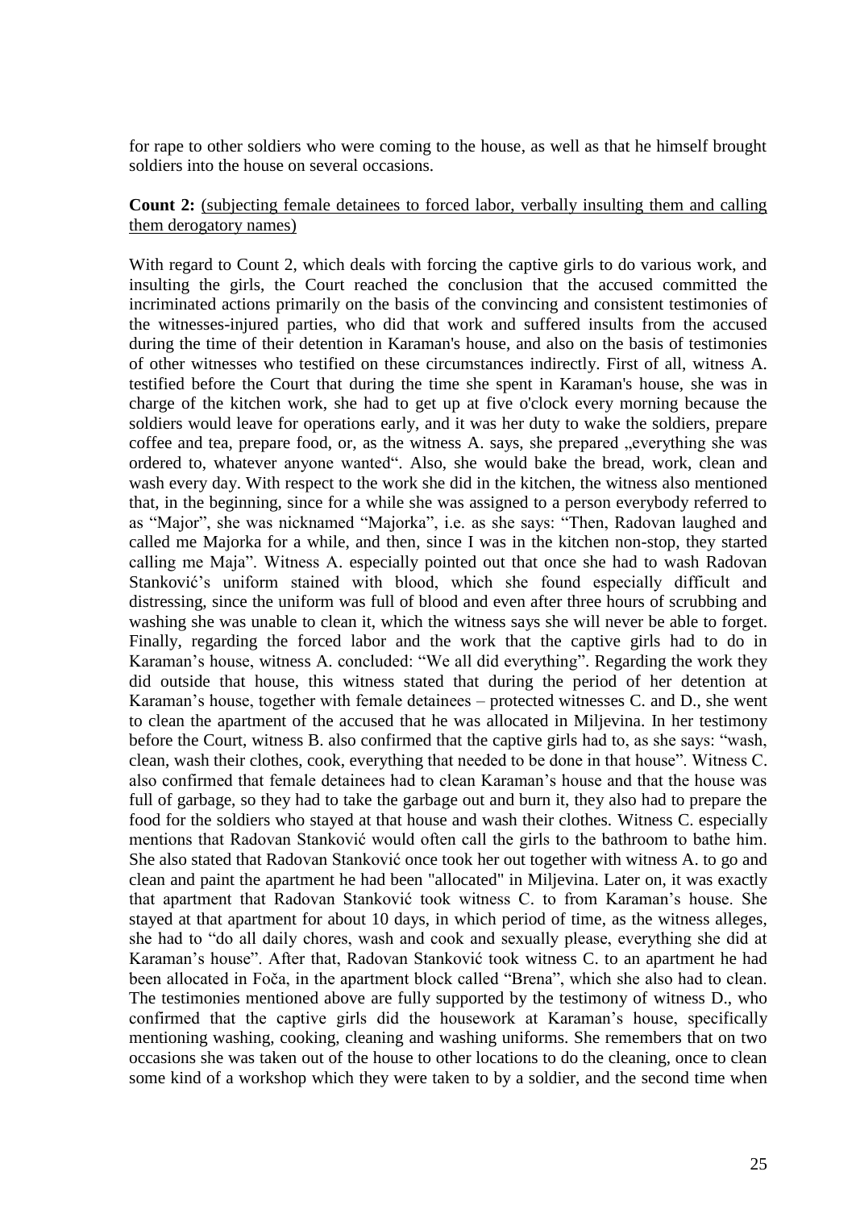for rape to other soldiers who were coming to the house, as well as that he himself brought soldiers into the house on several occasions.

**Count 2:** (subjecting female detainees to forced labor, verbally insulting them and calling them derogatory names)

With regard to Count 2, which deals with forcing the captive girls to do various work, and insulting the girls, the Court reached the conclusion that the accused committed the incriminated actions primarily on the basis of the convincing and consistent testimonies of the witnesses-injured parties, who did that work and suffered insults from the accused during the time of their detention in Karaman's house, and also on the basis of testimonies of other witnesses who testified on these circumstances indirectly. First of all, witness A. testified before the Court that during the time she spent in Karaman's house, she was in charge of the kitchen work, she had to get up at five o'clock every morning because the soldiers would leave for operations early, and it was her duty to wake the soldiers, prepare coffee and tea, prepare food, or, as the witness A. says, she prepared „everything she was ordered to, whatever anyone wanted". Also, she would bake the bread, work, clean and wash every day. With respect to the work she did in the kitchen, the witness also mentioned that, in the beginning, since for a while she was assigned to a person everybody referred to as "Major", she was nicknamed "Majorka", i.e. as she says: "Then, Radovan laughed and called me Majorka for a while, and then, since I was in the kitchen non-stop, they started calling me Maja". Witness A. especially pointed out that once she had to wash Radovan Stanković's uniform stained with blood, which she found especially difficult and distressing, since the uniform was full of blood and even after three hours of scrubbing and washing she was unable to clean it, which the witness says she will never be able to forget. Finally, regarding the forced labor and the work that the captive girls had to do in Karaman's house, witness A. concluded: "We all did everything". Regarding the work they did outside that house, this witness stated that during the period of her detention at Karaman's house, together with female detainees – protected witnesses C. and D., she went to clean the apartment of the accused that he was allocated in Miljevina. In her testimony before the Court, witness B. also confirmed that the captive girls had to, as she says: "wash, clean, wash their clothes, cook, everything that needed to be done in that house". Witness C. also confirmed that female detainees had to clean Karaman's house and that the house was full of garbage, so they had to take the garbage out and burn it, they also had to prepare the food for the soldiers who stayed at that house and wash their clothes. Witness C. especially mentions that Radovan Stanković would often call the girls to the bathroom to bathe him. She also stated that Radovan Stanković once took her out together with witness A. to go and clean and paint the apartment he had been "allocated" in Miljevina. Later on, it was exactly that apartment that Radovan Stanković took witness C. to from Karaman's house. She stayed at that apartment for about 10 days, in which period of time, as the witness alleges, she had to "do all daily chores, wash and cook and sexually please, everything she did at Karaman's house". After that, Radovan Stanković took witness C. to an apartment he had been allocated in Foča, in the apartment block called "Brena", which she also had to clean. The testimonies mentioned above are fully supported by the testimony of witness D., who confirmed that the captive girls did the housework at Karaman's house, specifically mentioning washing, cooking, cleaning and washing uniforms. She remembers that on two occasions she was taken out of the house to other locations to do the cleaning, once to clean some kind of a workshop which they were taken to by a soldier, and the second time when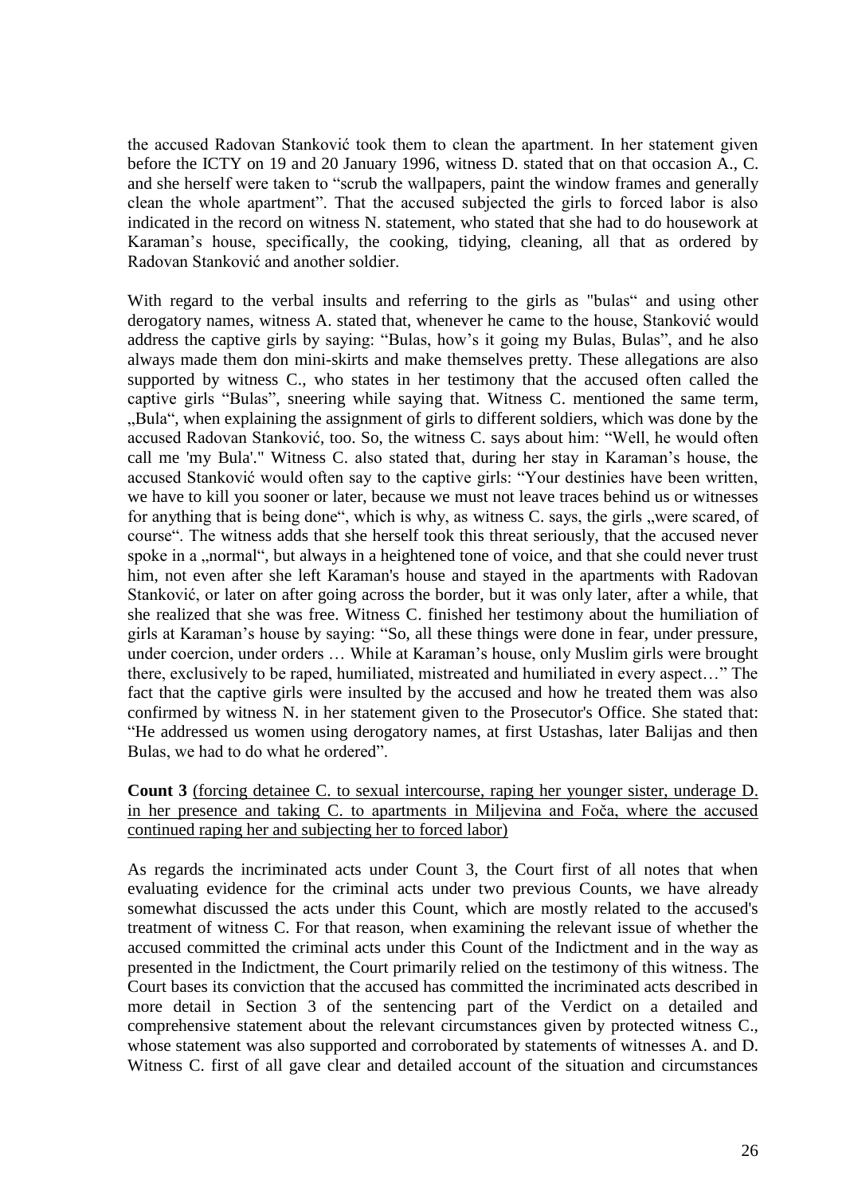the accused Radovan Stanković took them to clean the apartment. In her statement given before the ICTY on 19 and 20 January 1996, witness D. stated that on that occasion A., C. and she herself were taken to "scrub the wallpapers, paint the window frames and generally clean the whole apartment". That the accused subjected the girls to forced labor is also indicated in the record on witness N. statement, who stated that she had to do housework at Karaman's house, specifically, the cooking, tidying, cleaning, all that as ordered by Radovan Stanković and another soldier.

With regard to the verbal insults and referring to the girls as "bulas" and using other derogatory names, witness A. stated that, whenever he came to the house, Stanković would address the captive girls by saying: "Bulas, how's it going my Bulas, Bulas", and he also always made them don mini-skirts and make themselves pretty. These allegations are also supported by witness C., who states in her testimony that the accused often called the captive girls "Bulas", sneering while saying that. Witness C. mentioned the same term, „Bula", when explaining the assignment of girls to different soldiers, which was done by the accused Radovan Stanković, too. So, the witness C. says about him: "Well, he would often call me 'my Bula'." Witness C. also stated that, during her stay in Karaman's house, the accused Stanković would often say to the captive girls: "Your destinies have been written, we have to kill you sooner or later, because we must not leave traces behind us or witnesses for anything that is being done", which is why, as witness C. says, the girls „were scared, of course". The witness adds that she herself took this threat seriously, that the accused never spoke in a „normal", but always in a heightened tone of voice, and that she could never trust him, not even after she left Karaman's house and stayed in the apartments with Radovan Stanković, or later on after going across the border, but it was only later, after a while, that she realized that she was free. Witness C. finished her testimony about the humiliation of girls at Karaman's house by saying: "So, all these things were done in fear, under pressure, under coercion, under orders … While at Karaman's house, only Muslim girls were brought there, exclusively to be raped, humiliated, mistreated and humiliated in every aspect…" The fact that the captive girls were insulted by the accused and how he treated them was also confirmed by witness N. in her statement given to the Prosecutor's Office. She stated that: "He addressed us women using derogatory names, at first Ustashas, later Balijas and then Bulas, we had to do what he ordered".

**Count 3** <u>(forcing detainee C. to sexual intercourse, raping her younger sister, underage D. in her presence and taking C. to apartments in Miljevina and Foča, where the accused continued raping her and subjecting her to forced labor)</u>

As regards the incriminated acts under Count 3, the Court first of all notes that when evaluating evidence for the criminal acts under two previous Counts, we have already somewhat discussed the acts under this Count, which are mostly related to the accused's treatment of witness C. For that reason, when examining the relevant issue of whether the accused committed the criminal acts under this Count of the Indictment and in the way as presented in the Indictment, the Court primarily relied on the testimony of this witness. The Court bases its conviction that the accused has committed the incriminated acts described in more detail in Section 3 of the sentencing part of the Verdict on a detailed and comprehensive statement about the relevant circumstances given by protected witness C., whose statement was also supported and corroborated by statements of witnesses A. and D. Witness C. first of all gave clear and detailed account of the situation and circumstances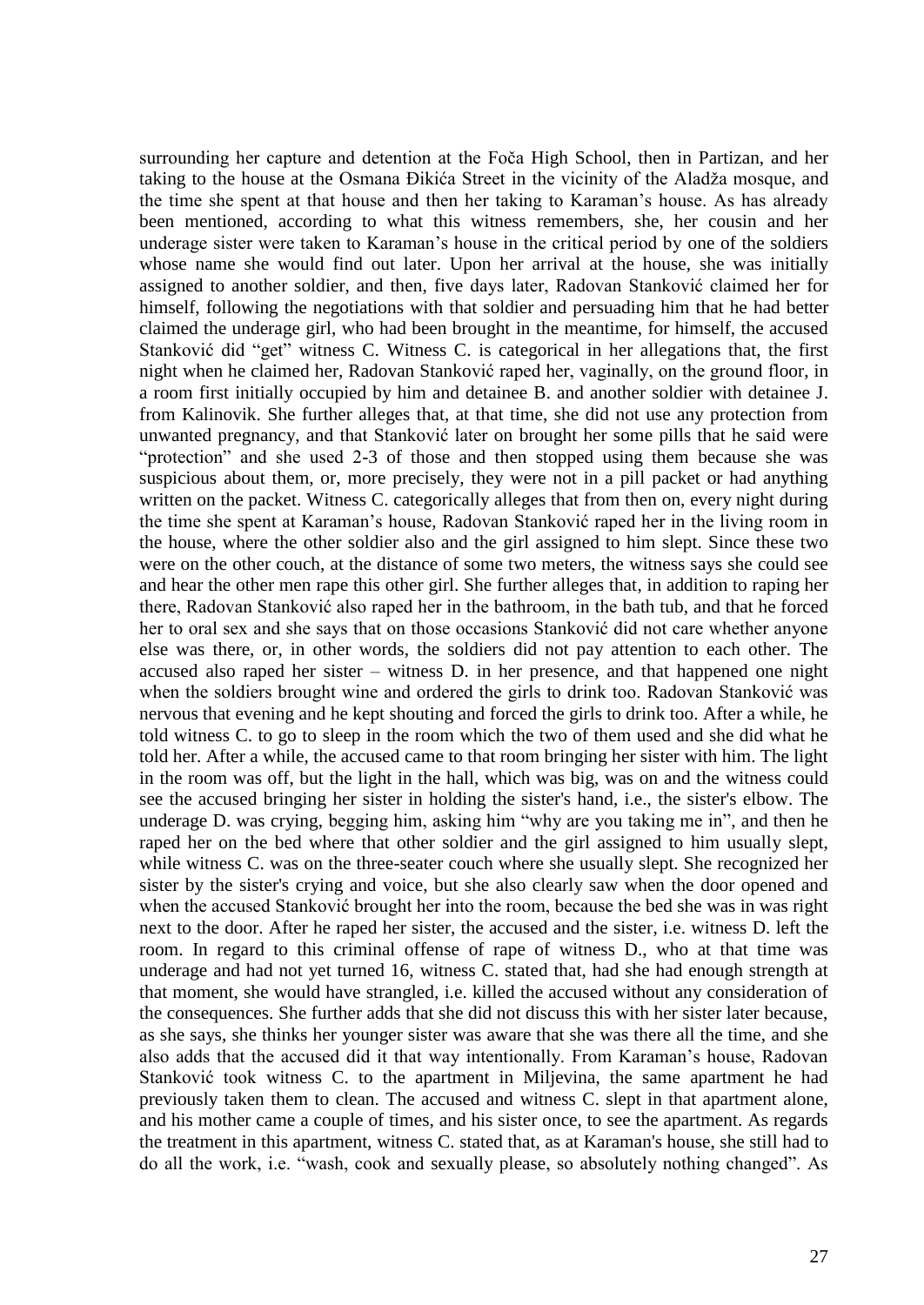surrounding her capture and detention at the Foča High School, then in Partizan, and her taking to the house at the Osmana Đikića Street in the vicinity of the Aladža mosque, and the time she spent at that house and then her taking to Karaman's house. As has already been mentioned, according to what this witness remembers, she, her cousin and her underage sister were taken to Karaman's house in the critical period by one of the soldiers whose name she would find out later. Upon her arrival at the house, she was initially assigned to another soldier, and then, five days later, Radovan Stanković claimed her for himself, following the negotiations with that soldier and persuading him that he had better claimed the underage girl, who had been brought in the meantime, for himself, the accused Stanković did "get" witness C. Witness C. is categorical in her allegations that, the first night when he claimed her, Radovan Stanković raped her, vaginally, on the ground floor, in a room first initially occupied by him and detainee B. and another soldier with detainee J. from Kalinovik. She further alleges that, at that time, she did not use any protection from unwanted pregnancy, and that Stanković later on brought her some pills that he said were "protection" and she used 2-3 of those and then stopped using them because she was suspicious about them, or, more precisely, they were not in a pill packet or had anything written on the packet. Witness C. categorically alleges that from then on, every night during the time she spent at Karaman's house, Radovan Stanković raped her in the living room in the house, where the other soldier also and the girl assigned to him slept. Since these two were on the other couch, at the distance of some two meters, the witness says she could see and hear the other men rape this other girl. She further alleges that, in addition to raping her there, Radovan Stanković also raped her in the bathroom, in the bath tub, and that he forced her to oral sex and she says that on those occasions Stanković did not care whether anyone else was there, or, in other words, the soldiers did not pay attention to each other. The accused also raped her sister – witness D. in her presence, and that happened one night when the soldiers brought wine and ordered the girls to drink too. Radovan Stanković was nervous that evening and he kept shouting and forced the girls to drink too. After a while, he told witness C. to go to sleep in the room which the two of them used and she did what he told her. After a while, the accused came to that room bringing her sister with him. The light in the room was off, but the light in the hall, which was big, was on and the witness could see the accused bringing her sister in holding the sister's hand, i.e., the sister's elbow. The underage D. was crying, begging him, asking him "why are you taking me in", and then he raped her on the bed where that other soldier and the girl assigned to him usually slept, while witness C. was on the three-seater couch where she usually slept. She recognized her sister by the sister's crying and voice, but she also clearly saw when the door opened and when the accused Stanković brought her into the room, because the bed she was in was right next to the door. After he raped her sister, the accused and the sister, i.e. witness D. left the room. In regard to this criminal offense of rape of witness D., who at that time was underage and had not yet turned 16, witness C. stated that, had she had enough strength at that moment, she would have strangled, i.e. killed the accused without any consideration of the consequences. She further adds that she did not discuss this with her sister later because, as she says, she thinks her younger sister was aware that she was there all the time, and she also adds that the accused did it that way intentionally. From Karaman's house, Radovan Stanković took witness C. to the apartment in Miljevina, the same apartment he had previously taken them to clean. The accused and witness C. slept in that apartment alone, and his mother came a couple of times, and his sister once, to see the apartment. As regards the treatment in this apartment, witness C. stated that, as at Karaman's house, she still had to do all the work, i.e. "wash, cook and sexually please, so absolutely nothing changed". As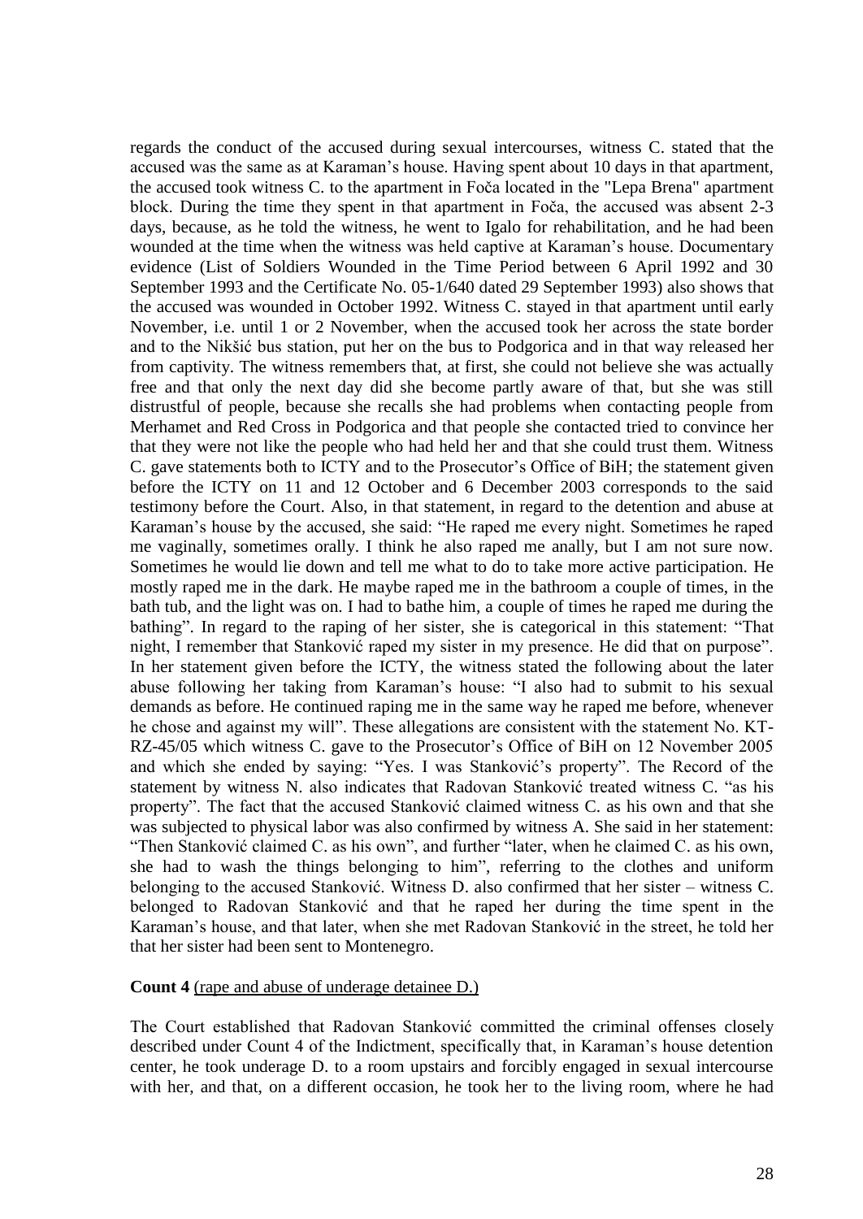regards the conduct of the accused during sexual intercourses, witness C. stated that the accused was the same as at Karaman's house. Having spent about 10 days in that apartment, the accused took witness C. to the apartment in Foča located in the "Lepa Brena" apartment block. During the time they spent in that apartment in Foča, the accused was absent 2-3 days, because, as he told the witness, he went to Igalo for rehabilitation, and he had been wounded at the time when the witness was held captive at Karaman's house. Documentary evidence (List of Soldiers Wounded in the Time Period between 6 April 1992 and 30 September 1993 and the Certificate No. 05-1/640 dated 29 September 1993) also shows that the accused was wounded in October 1992. Witness C. stayed in that apartment until early November, i.e. until 1 or 2 November, when the accused took her across the state border and to the Nikšić bus station, put her on the bus to Podgorica and in that way released her from captivity. The witness remembers that, at first, she could not believe she was actually free and that only the next day did she become partly aware of that, but she was still distrustful of people, because she recalls she had problems when contacting people from Merhamet and Red Cross in Podgorica and that people she contacted tried to convince her that they were not like the people who had held her and that she could trust them. Witness C. gave statements both to ICTY and to the Prosecutor's Office of BiH; the statement given before the ICTY on 11 and 12 October and 6 December 2003 corresponds to the said testimony before the Court. Also, in that statement, in regard to the detention and abuse at Karaman's house by the accused, she said: "He raped me every night. Sometimes he raped me vaginally, sometimes orally. I think he also raped me anally, but I am not sure now. Sometimes he would lie down and tell me what to do to take more active participation. He mostly raped me in the dark. He maybe raped me in the bathroom a couple of times, in the bath tub, and the light was on. I had to bathe him, a couple of times he raped me during the bathing". In regard to the raping of her sister, she is categorical in this statement: "That night, I remember that Stanković raped my sister in my presence. He did that on purpose". In her statement given before the ICTY, the witness stated the following about the later abuse following her taking from Karaman's house: "I also had to submit to his sexual demands as before. He continued raping me in the same way he raped me before, whenever he chose and against my will". These allegations are consistent with the statement No. KT-RZ-45/05 which witness C. gave to the Prosecutor's Office of BiH on 12 November 2005 and which she ended by saying: "Yes. I was Stanković's property". The Record of the statement by witness N. also indicates that Radovan Stanković treated witness C. "as his property". The fact that the accused Stanković claimed witness C. as his own and that she was subjected to physical labor was also confirmed by witness A. She said in her statement: "Then Stanković claimed C. as his own", and further "later, when he claimed C. as his own, she had to wash the things belonging to him", referring to the clothes and uniform belonging to the accused Stanković. Witness D. also confirmed that her sister – witness C. belonged to Radovan Stanković and that he raped her during the time spent in the Karaman's house, and that later, when she met Radovan Stanković in the street, he told her that her sister had been sent to Montenegro.

**Count 4** (rape and abuse of underage detainee D.)

The Court established that Radovan Stanković committed the criminal offenses closely described under Count 4 of the Indictment, specifically that, in Karaman's house detention center, he took underage D. to a room upstairs and forcibly engaged in sexual intercourse with her, and that, on a different occasion, he took her to the living room, where he had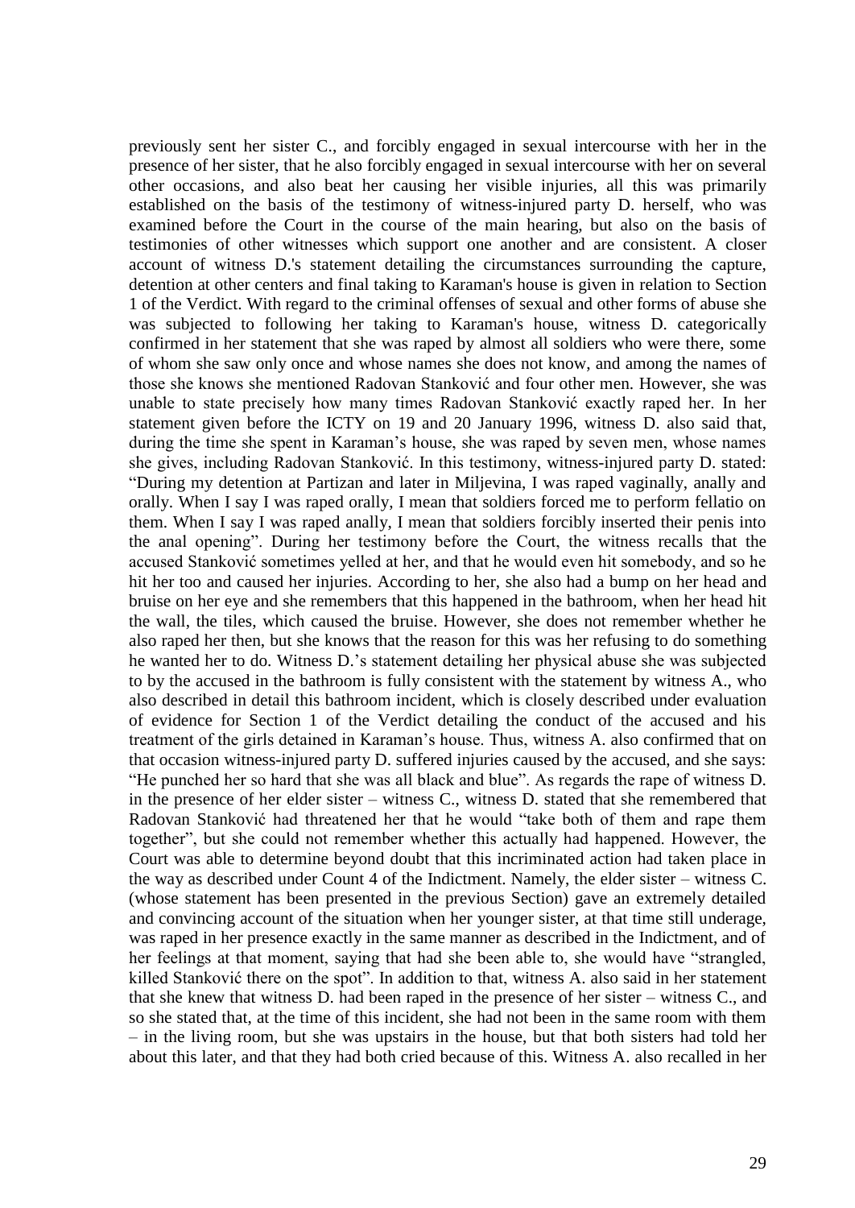previously sent her sister C., and forcibly engaged in sexual intercourse with her in the presence of her sister, that he also forcibly engaged in sexual intercourse with her on several other occasions, and also beat her causing her visible injuries, all this was primarily established on the basis of the testimony of witness-injured party D. herself, who was examined before the Court in the course of the main hearing, but also on the basis of testimonies of other witnesses which support one another and are consistent. A closer account of witness D.'s statement detailing the circumstances surrounding the capture, detention at other centers and final taking to Karaman's house is given in relation to Section 1 of the Verdict. With regard to the criminal offenses of sexual and other forms of abuse she was subjected to following her taking to Karaman's house, witness D. categorically confirmed in her statement that she was raped by almost all soldiers who were there, some of whom she saw only once and whose names she does not know, and among the names of those she knows she mentioned Radovan Stanković and four other men. However, she was unable to state precisely how many times Radovan Stanković exactly raped her. In her statement given before the ICTY on 19 and 20 January 1996, witness D. also said that, during the time she spent in Karaman's house, she was raped by seven men, whose names she gives, including Radovan Stanković. In this testimony, witness-injured party D. stated: "During my detention at Partizan and later in Miljevina, I was raped vaginally, anally and orally. When I say I was raped orally, I mean that soldiers forced me to perform fellatio on them. When I say I was raped anally, I mean that soldiers forcibly inserted their penis into the anal opening". During her testimony before the Court, the witness recalls that the accused Stanković sometimes yelled at her, and that he would even hit somebody, and so he hit her too and caused her injuries. According to her, she also had a bump on her head and bruise on her eye and she remembers that this happened in the bathroom, when her head hit the wall, the tiles, which caused the bruise. However, she does not remember whether he also raped her then, but she knows that the reason for this was her refusing to do something he wanted her to do. Witness D.'s statement detailing her physical abuse she was subjected to by the accused in the bathroom is fully consistent with the statement by witness A., who also described in detail this bathroom incident, which is closely described under evaluation of evidence for Section 1 of the Verdict detailing the conduct of the accused and his treatment of the girls detained in Karaman's house. Thus, witness A. also confirmed that on that occasion witness-injured party D. suffered injuries caused by the accused, and she says: "He punched her so hard that she was all black and blue". As regards the rape of witness D. in the presence of her elder sister – witness C., witness D. stated that she remembered that Radovan Stanković had threatened her that he would "take both of them and rape them together", but she could not remember whether this actually had happened. However, the Court was able to determine beyond doubt that this incriminated action had taken place in the way as described under Count 4 of the Indictment. Namely, the elder sister – witness C. (whose statement has been presented in the previous Section) gave an extremely detailed and convincing account of the situation when her younger sister, at that time still underage, was raped in her presence exactly in the same manner as described in the Indictment, and of her feelings at that moment, saying that had she been able to, she would have "strangled, killed Stanković there on the spot". In addition to that, witness A. also said in her statement that she knew that witness D. had been raped in the presence of her sister – witness C., and so she stated that, at the time of this incident, she had not been in the same room with them – in the living room, but she was upstairs in the house, but that both sisters had told her about this later, and that they had both cried because of this. Witness A. also recalled in her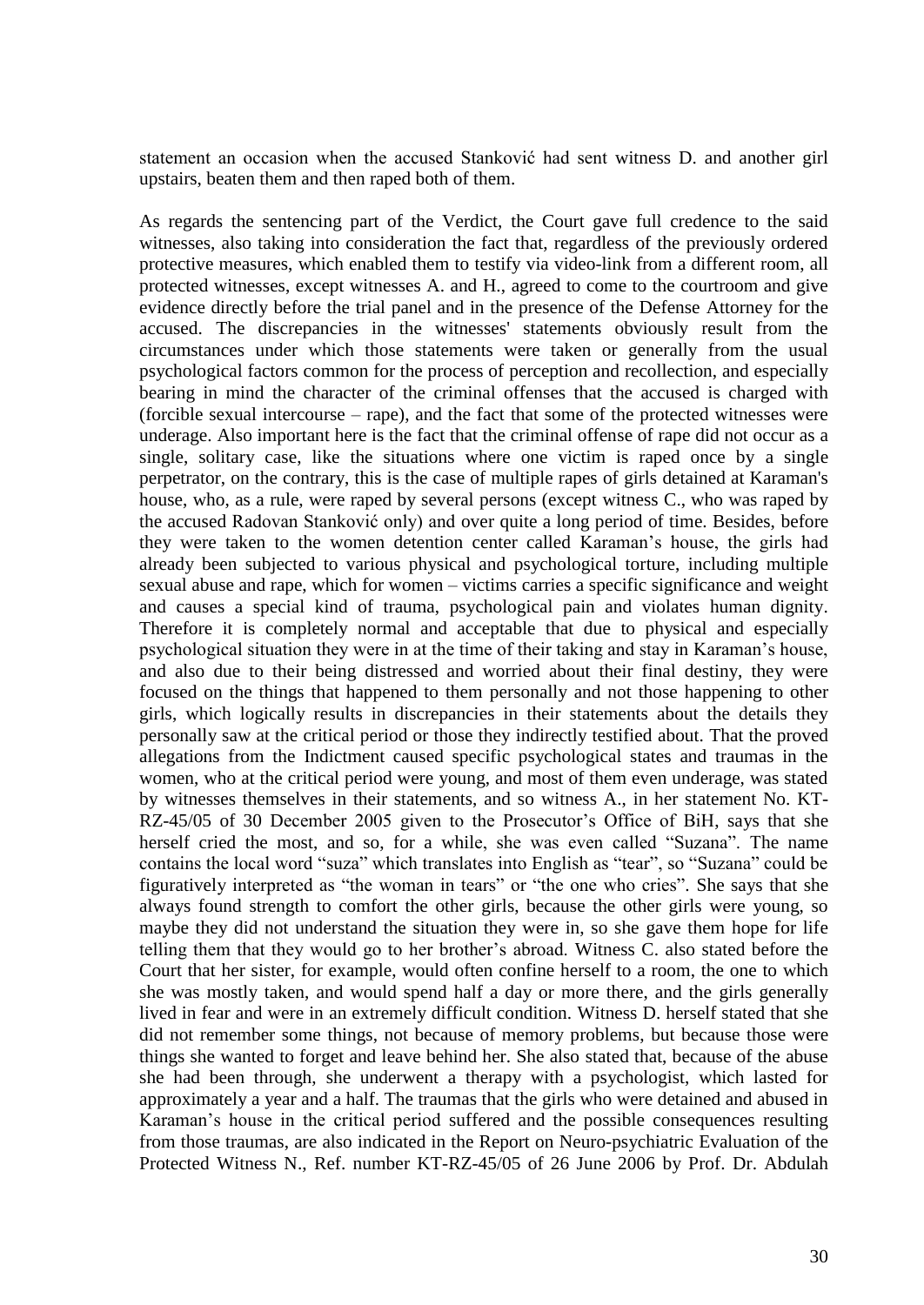statement an occasion when the accused Stanković had sent witness D. and another girl upstairs, beaten them and then raped both of them.

As regards the sentencing part of the Verdict, the Court gave full credence to the said witnesses, also taking into consideration the fact that, regardless of the previously ordered protective measures, which enabled them to testify via video-link from a different room, all protected witnesses, except witnesses A. and H., agreed to come to the courtroom and give evidence directly before the trial panel and in the presence of the Defense Attorney for the accused. The discrepancies in the witnesses' statements obviously result from the circumstances under which those statements were taken or generally from the usual psychological factors common for the process of perception and recollection, and especially bearing in mind the character of the criminal offenses that the accused is charged with (forcible sexual intercourse – rape), and the fact that some of the protected witnesses were underage. Also important here is the fact that the criminal offense of rape did not occur as a single, solitary case, like the situations where one victim is raped once by a single perpetrator, on the contrary, this is the case of multiple rapes of girls detained at Karaman's house, who, as a rule, were raped by several persons (except witness C., who was raped by the accused Radovan Stanković only) and over quite a long period of time. Besides, before they were taken to the women detention center called Karaman's house, the girls had already been subjected to various physical and psychological torture, including multiple sexual abuse and rape, which for women – victims carries a specific significance and weight and causes a special kind of trauma, psychological pain and violates human dignity. Therefore it is completely normal and acceptable that due to physical and especially psychological situation they were in at the time of their taking and stay in Karaman's house, and also due to their being distressed and worried about their final destiny, they were focused on the things that happened to them personally and not those happening to other girls, which logically results in discrepancies in their statements about the details they personally saw at the critical period or those they indirectly testified about. That the proved allegations from the Indictment caused specific psychological states and traumas in the women, who at the critical period were young, and most of them even underage, was stated by witnesses themselves in their statements, and so witness A., in her statement No. KT-RZ-45/05 of 30 December 2005 given to the Prosecutor's Office of BiH, says that she herself cried the most, and so, for a while, she was even called "Suzana". The name contains the local word "suza" which translates into English as "tear", so "Suzana" could be figuratively interpreted as "the woman in tears" or "the one who cries". She says that she always found strength to comfort the other girls, because the other girls were young, so maybe they did not understand the situation they were in, so she gave them hope for life telling them that they would go to her brother's abroad. Witness C. also stated before the Court that her sister, for example, would often confine herself to a room, the one to which she was mostly taken, and would spend half a day or more there, and the girls generally lived in fear and were in an extremely difficult condition. Witness D. herself stated that she did not remember some things, not because of memory problems, but because those were things she wanted to forget and leave behind her. She also stated that, because of the abuse she had been through, she underwent a therapy with a psychologist, which lasted for approximately a year and a half. The traumas that the girls who were detained and abused in Karaman's house in the critical period suffered and the possible consequences resulting from those traumas, are also indicated in the Report on Neuro-psychiatric Evaluation of the Protected Witness N., Ref. number KT-RZ-45/05 of 26 June 2006 by Prof. Dr. Abdulah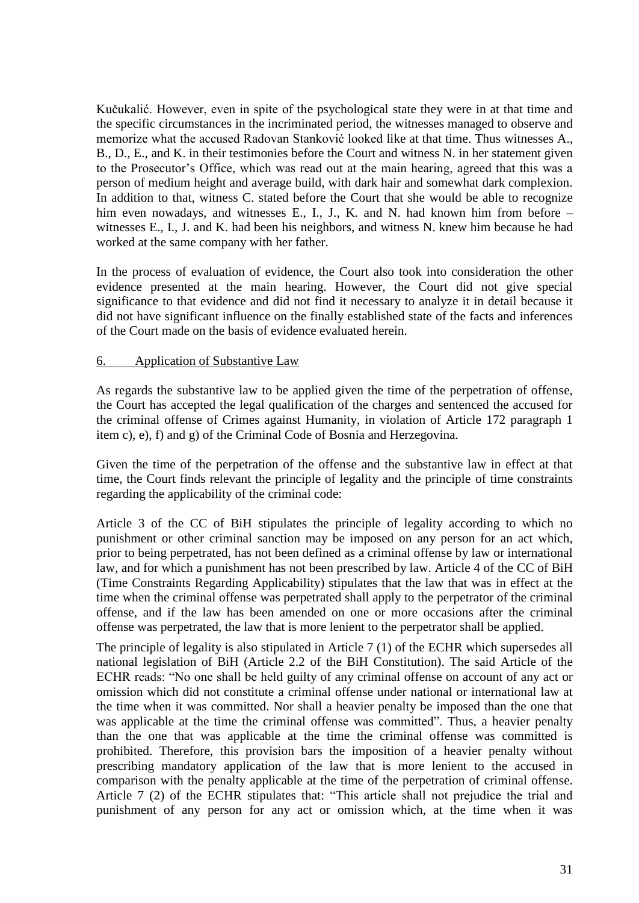Kučukalić. However, even in spite of the psychological state they were in at that time and the specific circumstances in the incriminated period, the witnesses managed to observe and memorize what the accused Radovan Stanković looked like at that time. Thus witnesses A., B., D., E., and K. in their testimonies before the Court and witness N. in her statement given to the Prosecutor's Office, which was read out at the main hearing, agreed that this was a person of medium height and average build, with dark hair and somewhat dark complexion. In addition to that, witness C. stated before the Court that she would be able to recognize him even nowadays, and witnesses E., I., J., K. and N. had known him from before – witnesses E., I., J. and K. had been his neighbors, and witness N. knew him because he had worked at the same company with her father.

In the process of evaluation of evidence, the Court also took into consideration the other evidence presented at the main hearing. However, the Court did not give special significance to that evidence and did not find it necessary to analyze it in detail because it did not have significant influence on the finally established state of the facts and inferences of the Court made on the basis of evidence evaluated herein.

## 6. Application of Substantive Law

As regards the substantive law to be applied given the time of the perpetration of offense, the Court has accepted the legal qualification of the charges and sentenced the accused for the criminal offense of Crimes against Humanity, in violation of Article 172 paragraph 1 item c), e), f) and g) of the Criminal Code of Bosnia and Herzegovina.

Given the time of the perpetration of the offense and the substantive law in effect at that time, the Court finds relevant the principle of legality and the principle of time constraints regarding the applicability of the criminal code:

Article 3 of the CC of BiH stipulates the principle of legality according to which no punishment or other criminal sanction may be imposed on any person for an act which, prior to being perpetrated, has not been defined as a criminal offense by law or international law, and for which a punishment has not been prescribed by law. Article 4 of the CC of BiH (Time Constraints Regarding Applicability) stipulates that the law that was in effect at the time when the criminal offense was perpetrated shall apply to the perpetrator of the criminal offense, and if the law has been amended on one or more occasions after the criminal offense was perpetrated, the law that is more lenient to the perpetrator shall be applied.

The principle of legality is also stipulated in Article 7 (1) of the ECHR which supersedes all national legislation of BiH (Article 2.2 of the BiH Constitution). The said Article of the ECHR reads: "No one shall be held guilty of any criminal offense on account of any act or omission which did not constitute a criminal offense under national or international law at the time when it was committed. Nor shall a heavier penalty be imposed than the one that was applicable at the time the criminal offense was committed". Thus, a heavier penalty than the one that was applicable at the time the criminal offense was committed is prohibited. Therefore, this provision bars the imposition of a heavier penalty without prescribing mandatory application of the law that is more lenient to the accused in comparison with the penalty applicable at the time of the perpetration of criminal offense. Article 7 (2) of the ECHR stipulates that: "This article shall not prejudice the trial and punishment of any person for any act or omission which, at the time when it was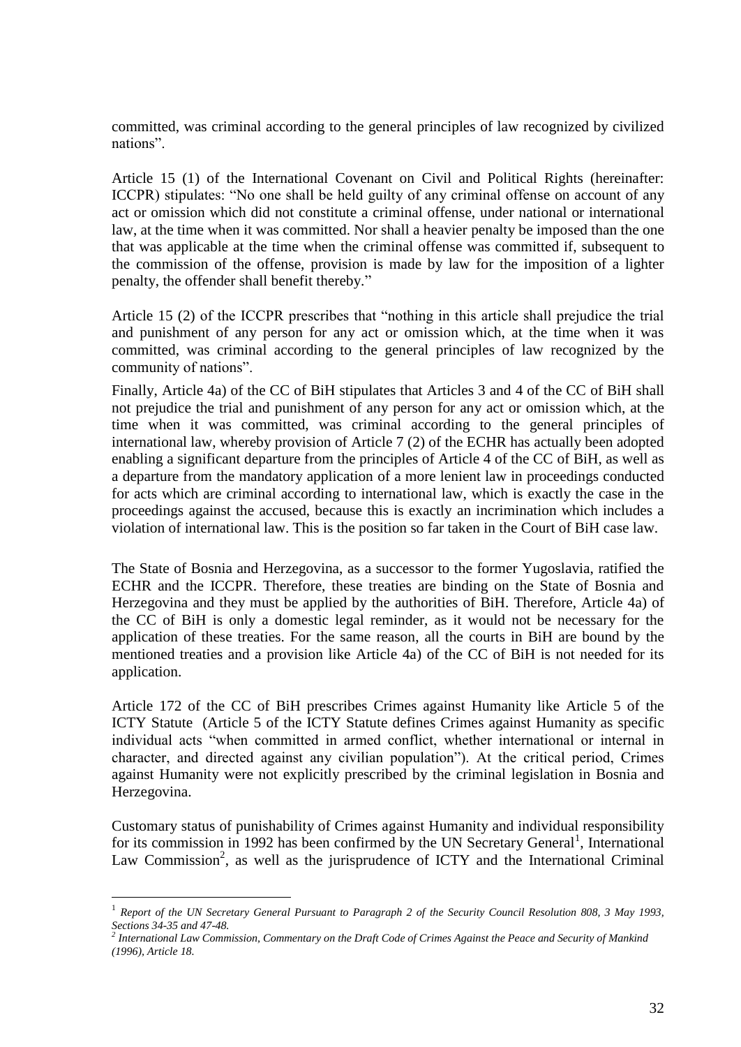committed, was criminal according to the general principles of law recognized by civilized nations".

Article 15 (1) of the International Covenant on Civil and Political Rights (hereinafter: ICCPR) stipulates: "No one shall be held guilty of any criminal offense on account of any act or omission which did not constitute a criminal offense, under national or international law, at the time when it was committed. Nor shall a heavier penalty be imposed than the one that was applicable at the time when the criminal offense was committed if, subsequent to the commission of the offense, provision is made by law for the imposition of a lighter penalty, the offender shall benefit thereby."

Article 15 (2) of the ICCPR prescribes that "nothing in this article shall prejudice the trial and punishment of any person for any act or omission which, at the time when it was committed, was criminal according to the general principles of law recognized by the community of nations".

Finally, Article 4a) of the CC of BiH stipulates that Articles 3 and 4 of the CC of BiH shall not prejudice the trial and punishment of any person for any act or omission which, at the time when it was committed, was criminal according to the general principles of international law, whereby provision of Article 7 (2) of the ECHR has actually been adopted enabling a significant departure from the principles of Article 4 of the CC of BiH, as well as a departure from the mandatory application of a more lenient law in proceedings conducted for acts which are criminal according to international law, which is exactly the case in the proceedings against the accused, because this is exactly an incrimination which includes a violation of international law. This is the position so far taken in the Court of BiH case law.

The State of Bosnia and Herzegovina, as a successor to the former Yugoslavia, ratified the ECHR and the ICCPR. Therefore, these treaties are binding on the State of Bosnia and Herzegovina and they must be applied by the authorities of BiH. Therefore, Article 4a) of the CC of BiH is only a domestic legal reminder, as it would not be necessary for the application of these treaties. For the same reason, all the courts in BiH are bound by the mentioned treaties and a provision like Article 4a) of the CC of BiH is not needed for its application.

Article 172 of the CC of BiH prescribes Crimes against Humanity like Article 5 of the ICTY Statute (Article 5 of the ICTY Statute defines Crimes against Humanity as specific individual acts "when committed in armed conflict, whether international or internal in character, and directed against any civilian population"). At the critical period, Crimes against Humanity were not explicitly prescribed by the criminal legislation in Bosnia and Herzegovina.

Customary status of punishability of Crimes against Humanity and individual responsibility for its commission in 1992 has been confirmed by the UN Secretary General[1], International Law Commission[2], as well as the jurisprudence of ICTY and the International Criminal

---

[1] *Report of the UN Secretary General Pursuant to Paragraph 2 of the Security Council Resolution 808, 3 May 1993, Sections 34-35 and 47-48.*

[2] *International Law Commission, Commentary on the Draft Code of Crimes Against the Peace and Security of Mankind (1996), Article 18.*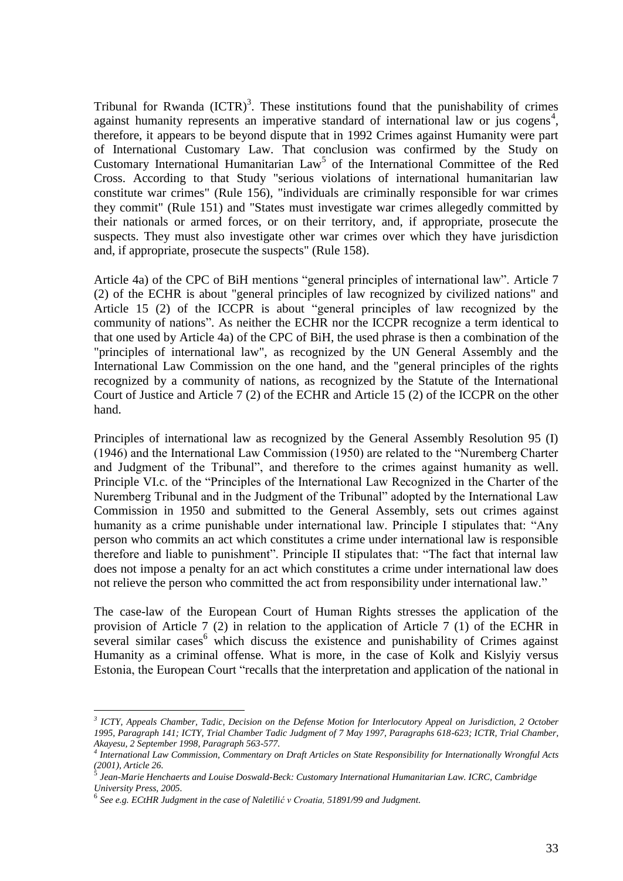Tribunal for Rwanda (ICTR)[3]. These institutions found that the punishability of crimes against humanity represents an imperative standard of international law or jus cogens[4], therefore, it appears to be beyond dispute that in 1992 Crimes against Humanity were part of International Customary Law. That conclusion was confirmed by the Study on Customary International Humanitarian Law[5] of the International Committee of the Red Cross. According to that Study "serious violations of international humanitarian law constitute war crimes" (Rule 156), "individuals are criminally responsible for war crimes they commit" (Rule 151) and "States must investigate war crimes allegedly committed by their nationals or armed forces, or on their territory, and, if appropriate, prosecute the suspects. They must also investigate other war crimes over which they have jurisdiction and, if appropriate, prosecute the suspects" (Rule 158).

Article 4a) of the CPC of BiH mentions "general principles of international law". Article 7 (2) of the ECHR is about "general principles of law recognized by civilized nations" and Article 15 (2) of the ICCPR is about "general principles of law recognized by the community of nations". As neither the ECHR nor the ICCPR recognize a term identical to that one used by Article 4a) of the CPC of BiH, the used phrase is then a combination of the "principles of international law", as recognized by the UN General Assembly and the International Law Commission on the one hand, and the "general principles of the rights recognized by a community of nations, as recognized by the Statute of the International Court of Justice and Article 7 (2) of the ECHR and Article 15 (2) of the ICCPR on the other hand.

Principles of international law as recognized by the General Assembly Resolution 95 (I) (1946) and the International Law Commission (1950) are related to the "Nuremberg Charter and Judgment of the Tribunal", and therefore to the crimes against humanity as well. Principle VI.c. of the "Principles of the International Law Recognized in the Charter of the Nuremberg Tribunal and in the Judgment of the Tribunal" adopted by the International Law Commission in 1950 and submitted to the General Assembly, sets out crimes against humanity as a crime punishable under international law. Principle I stipulates that: "Any person who commits an act which constitutes a crime under international law is responsible therefore and liable to punishment". Principle II stipulates that: "The fact that internal law does not impose a penalty for an act which constitutes a crime under international law does not relieve the person who committed the act from responsibility under international law."

The case-law of the European Court of Human Rights stresses the application of the provision of Article 7 (2) in relation to the application of Article 7 (1) of the ECHR in several similar cases[6] which discuss the existence and punishability of Crimes against Humanity as a criminal offense. What is more, in the case of Kolk and Kislyiy versus Estonia, the European Court "recalls that the interpretation and application of the national in

---

[3] *ICTY, Appeals Chamber, Tadic, Decision on the Defense Motion for Interlocutory Appeal on Jurisdiction, 2 October 1995, Paragraph 141; ICTY, Trial Chamber Tadic Judgment of 7 May 1997, Paragraphs 618-623; ICTR, Trial Chamber, Akayesu, 2 September 1998, Paragraph 563-577.*

[4] *International Law Commission, Commentary on Draft Articles on State Responsibility for Internationally Wrongful Acts (2001), Article 26.*

[5] *Jean-Marie Henchaerts and Louise Doswald-Beck: Customary International Humanitarian Law. ICRC, Cambridge University Press, 2005.*

[6] *See e.g. ECtHR Judgment in the case of Naletilić v Croatia, 51891/99 and Judgment.*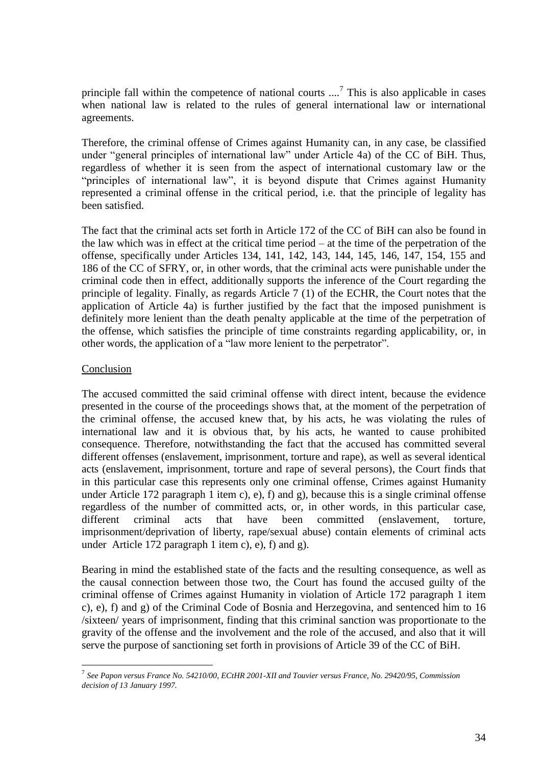principle fall within the competence of national courts ....[7] This is also applicable in cases when national law is related to the rules of general international law or international agreements.

Therefore, the criminal offense of Crimes against Humanity can, in any case, be classified under "general principles of international law" under Article 4a) of the CC of BiH. Thus, regardless of whether it is seen from the aspect of international customary law or the "principles of international law", it is beyond dispute that Crimes against Humanity represented a criminal offense in the critical period, i.e. that the principle of legality has been satisfied.

The fact that the criminal acts set forth in Article 172 of the CC of BiH can also be found in the law which was in effect at the critical time period – at the time of the perpetration of the offense, specifically under Articles 134, 141, 142, 143, 144, 145, 146, 147, 154, 155 and 186 of the CC of SFRY, or, in other words, that the criminal acts were punishable under the criminal code then in effect, additionally supports the inference of the Court regarding the principle of legality. Finally, as regards Article 7 (1) of the ECHR, the Court notes that the application of Article 4a) is further justified by the fact that the imposed punishment is definitely more lenient than the death penalty applicable at the time of the perpetration of the offense, which satisfies the principle of time constraints regarding applicability, or, in other words, the application of a "law more lenient to the perpetrator".

<u>Conclusion</u>

The accused committed the said criminal offense with direct intent, because the evidence presented in the course of the proceedings shows that, at the moment of the perpetration of the criminal offense, the accused knew that, by his acts, he was violating the rules of international law and it is obvious that, by his acts, he wanted to cause prohibited consequence. Therefore, notwithstanding the fact that the accused has committed several different offenses (enslavement, imprisonment, torture and rape), as well as several identical acts (enslavement, imprisonment, torture and rape of several persons), the Court finds that in this particular case this represents only one criminal offense, Crimes against Humanity under Article 172 paragraph 1 item c), e), f) and g), because this is a single criminal offense regardless of the number of committed acts, or, in other words, in this particular case, different criminal acts that have been committed (enslavement, torture, imprisonment/deprivation of liberty, rape/sexual abuse) contain elements of criminal acts under Article 172 paragraph 1 item c), e), f) and g).

Bearing in mind the established state of the facts and the resulting consequence, as well as the causal connection between those two, the Court has found the accused guilty of the criminal offense of Crimes against Humanity in violation of Article 172 paragraph 1 item c), e), f) and g) of the Criminal Code of Bosnia and Herzegovina, and sentenced him to 16 /sixteen/ years of imprisonment, finding that this criminal sanction was proportionate to the gravity of the offense and the involvement and the role of the accused, and also that it will serve the purpose of sanctioning set forth in provisions of Article 39 of the CC of BiH.

---

[7] *See Papon versus France No. 54210/00, ECtHR 2001-XII and Touvier versus France, No. 29420/95, Commission decision of 13 January 1997.*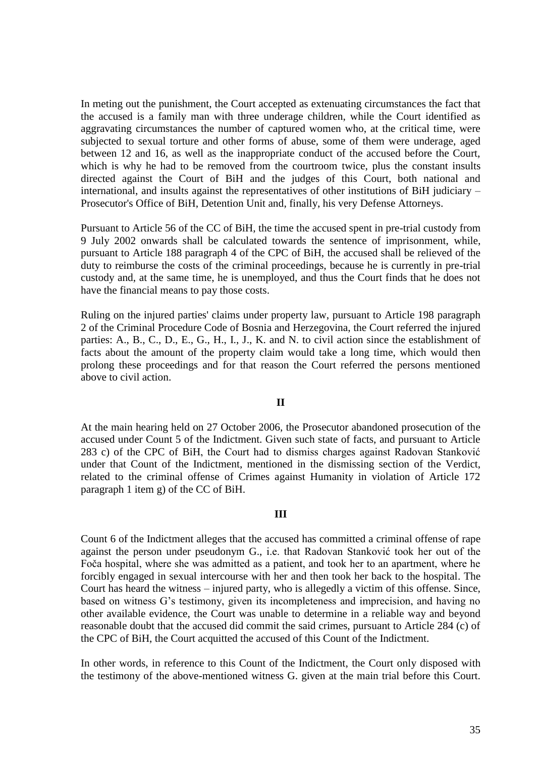In meting out the punishment, the Court accepted as extenuating circumstances the fact that the accused is a family man with three underage children, while the Court identified as aggravating circumstances the number of captured women who, at the critical time, were subjected to sexual torture and other forms of abuse, some of them were underage, aged between 12 and 16, as well as the inappropriate conduct of the accused before the Court, which is why he had to be removed from the courtroom twice, plus the constant insults directed against the Court of BiH and the judges of this Court, both national and international, and insults against the representatives of other institutions of BiH judiciary – Prosecutor's Office of BiH, Detention Unit and, finally, his very Defense Attorneys.

Pursuant to Article 56 of the CC of BiH, the time the accused spent in pre-trial custody from 9 July 2002 onwards shall be calculated towards the sentence of imprisonment, while, pursuant to Article 188 paragraph 4 of the CPC of BiH, the accused shall be relieved of the duty to reimburse the costs of the criminal proceedings, because he is currently in pre-trial custody and, at the same time, he is unemployed, and thus the Court finds that he does not have the financial means to pay those costs.

Ruling on the injured parties' claims under property law, pursuant to Article 198 paragraph 2 of the Criminal Procedure Code of Bosnia and Herzegovina, the Court referred the injured parties: A., B., C., D., E., G., H., I., J., K. and N. to civil action since the establishment of facts about the amount of the property claim would take a long time, which would then prolong these proceedings and for that reason the Court referred the persons mentioned above to civil action.

**II**

At the main hearing held on 27 October 2006, the Prosecutor abandoned prosecution of the accused under Count 5 of the Indictment. Given such state of facts, and pursuant to Article 283 c) of the CPC of BiH, the Court had to dismiss charges against Radovan Stanković under that Count of the Indictment, mentioned in the dismissing section of the Verdict, related to the criminal offense of Crimes against Humanity in violation of Article 172 paragraph 1 item g) of the CC of BiH.

**III**

Count 6 of the Indictment alleges that the accused has committed a criminal offense of rape against the person under pseudonym G., i.e. that Radovan Stanković took her out of the Foča hospital, where she was admitted as a patient, and took her to an apartment, where he forcibly engaged in sexual intercourse with her and then took her back to the hospital. The Court has heard the witness – injured party, who is allegedly a victim of this offense. Since, based on witness G's testimony, given its incompleteness and imprecision, and having no other available evidence, the Court was unable to determine in a reliable way and beyond reasonable doubt that the accused did commit the said crimes, pursuant to Article 284 (c) of the CPC of BiH, the Court acquitted the accused of this Count of the Indictment.

In other words, in reference to this Count of the Indictment, the Court only disposed with the testimony of the above-mentioned witness G. given at the main trial before this Court.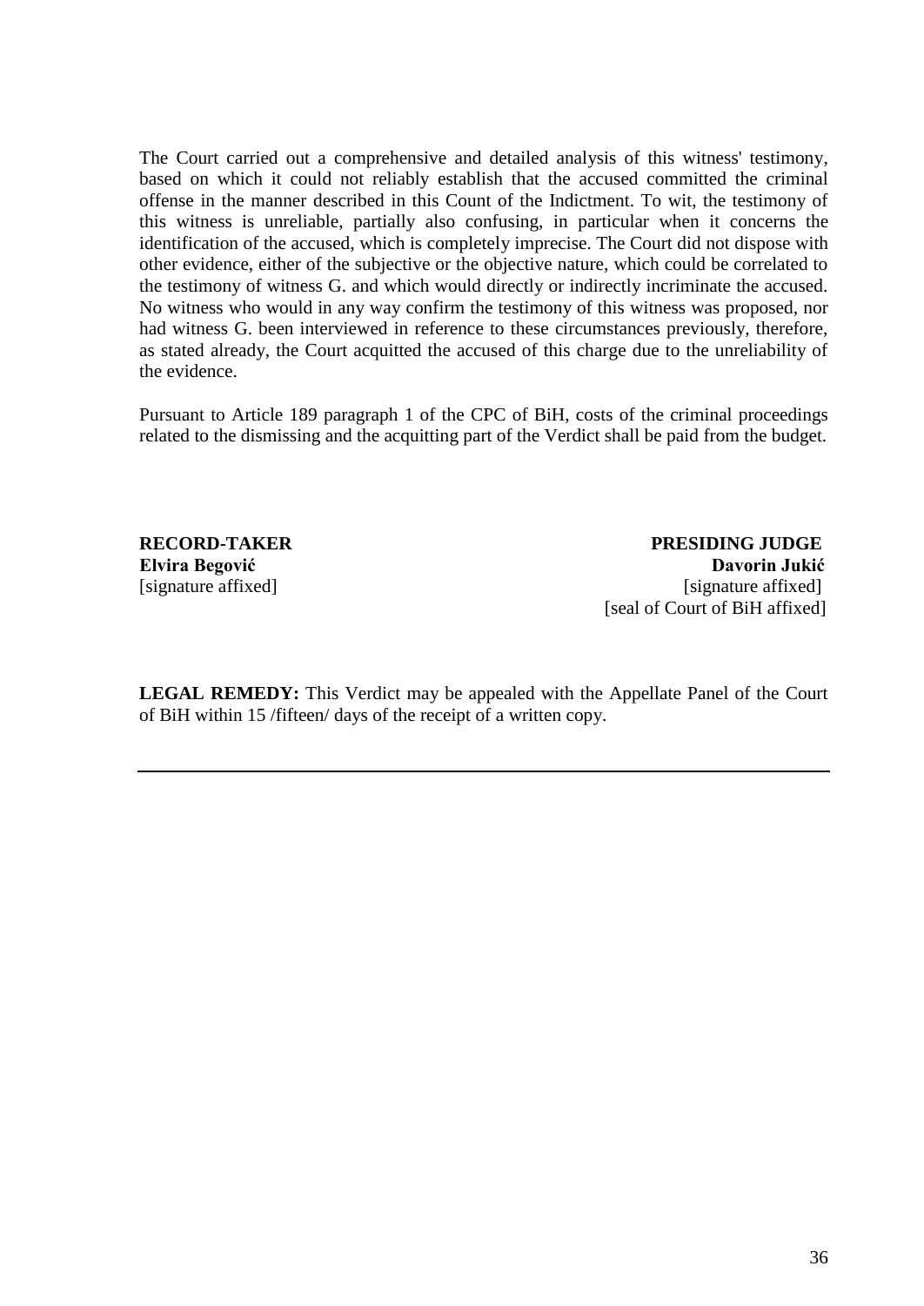The Court carried out a comprehensive and detailed analysis of this witness' testimony, based on which it could not reliably establish that the accused committed the criminal offense in the manner described in this Count of the Indictment. To wit, the testimony of this witness is unreliable, partially also confusing, in particular when it concerns the identification of the accused, which is completely imprecise. The Court did not dispose with other evidence, either of the subjective or the objective nature, which could be correlated to the testimony of witness G. and which would directly or indirectly incriminate the accused. No witness who would in any way confirm the testimony of this witness was proposed, nor had witness G. been interviewed in reference to these circumstances previously, therefore, as stated already, the Court acquitted the accused of this charge due to the unreliability of the evidence.

Pursuant to Article 189 paragraph 1 of the CPC of BiH, costs of the criminal proceedings related to the dismissing and the acquitting part of the Verdict shall be paid from the budget.

**RECORD-TAKER**
**Elvira Begović**
[signature affixed]

**PRESIDING JUDGE**
**Davorin Jukić**
[signature affixed]
[seal of Court of BiH affixed]

**LEGAL REMEDY:** This Verdict may be appealed with the Appellate Panel of the Court of BiH within 15 /fifteen/ days of the receipt of a written copy.